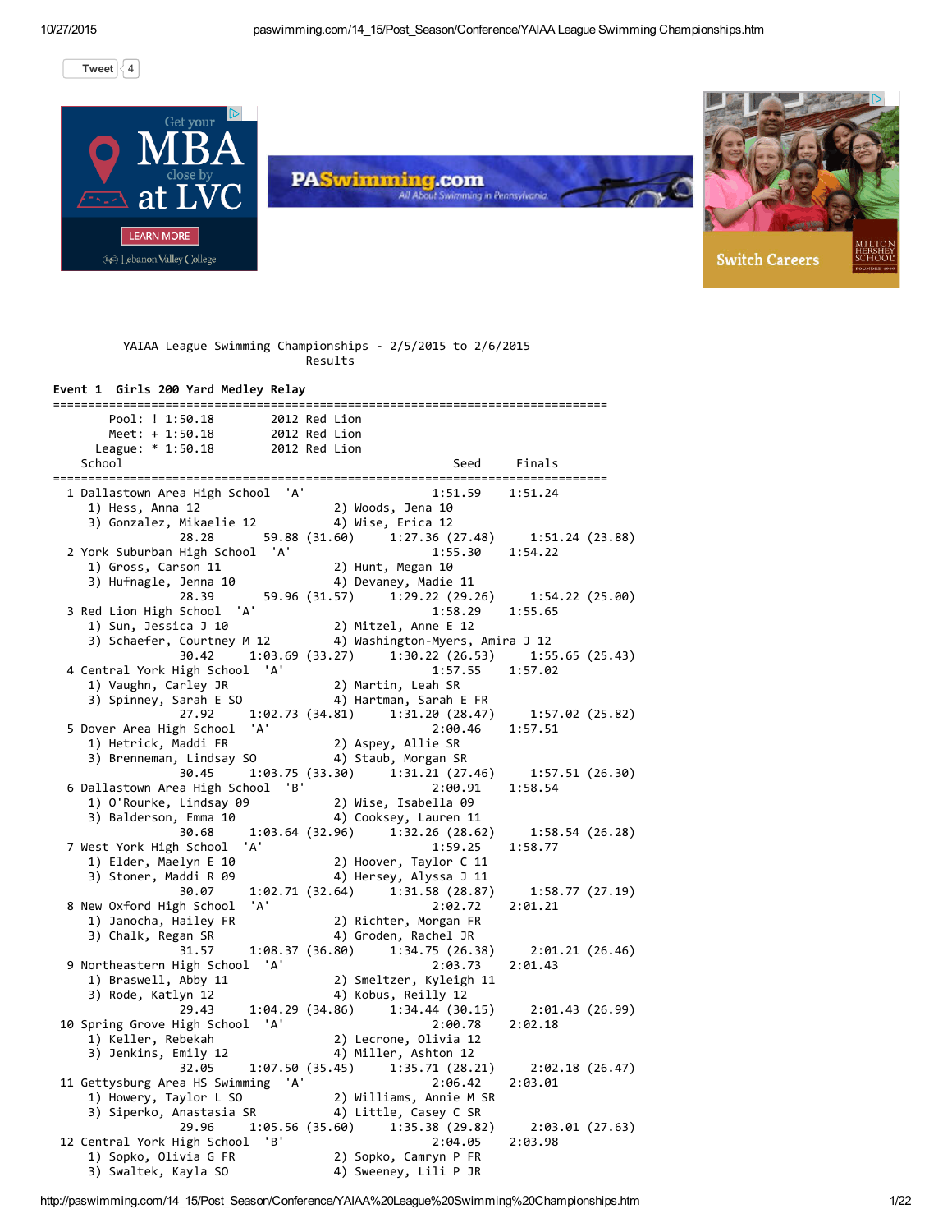Tweet 4

Get your MBA close by at LVC
LEARN MORE
Lebanon Valley College

PASwimming.com
All About Swimming in Pennsylvania

Switch Careers
MILTON HERSHEY SCHOOL FOUNDED 1909

```
             YAIAA League Swimming Championships - 2/5/2015 to 2/6/2015
                                          Results

Event 1  Girls 200 Yard Medley Relay
===============================================================================
        Pool: ! 1:50.18        2012 Red Lion
        Meet: + 1:50.18        2012 Red Lion
      League: * 1:50.18        2012 Red Lion
    School                                              Seed     Finals
===============================================================================
  1 Dallastown Area High School  'A'                 1:51.59    1:51.24
     1) Hess, Anna 12                  2) Woods, Jena 10
     3) Gonzalez, Mikaelie 12          4) Wise, Erica 12
              28.28        59.88 (31.60)     1:27.36 (27.48)     1:51.24 (23.88)
  2 York Suburban High School  'A'                   1:55.30    1:54.22
     1) Gross, Carson 11               2) Hunt, Megan 10
     3) Hufnagle, Jenna 10             4) Devaney, Madie 11
              28.39        59.96 (31.57)     1:29.22 (29.26)     1:54.22 (25.00)
  3 Red Lion High School  'A'                        1:58.29    1:55.65
     1) Sun, Jessica J 10              2) Mitzel, Anne E 12
     3) Schaefer, Courtney M 12        4) Washington-Myers, Amira J 12
              30.42      1:03.69 (33.27)     1:30.22 (26.53)     1:55.65 (25.43)
  4 Central York High School  'A'                    1:57.55    1:57.02
     1) Vaughn, Carley JR              2) Martin, Leah SR
     3) Spinney, Sarah E SO            4) Hartman, Sarah E FR
              27.92      1:02.73 (34.81)     1:31.20 (28.47)     1:57.02 (25.82)
  5 Dover Area High School  'A'                      2:00.46    1:57.51
     1) Hetrick, Maddi FR              2) Aspey, Allie SR
     3) Brenneman, Lindsay SO          4) Staub, Morgan SR
              30.45      1:03.75 (33.30)     1:31.21 (27.46)     1:57.51 (26.30)
  6 Dallastown Area High School  'B'                 2:00.91    1:58.54
     1) O'Rourke, Lindsay 09           2) Wise, Isabella 09
     3) Balderson, Emma 10             4) Cooksey, Lauren 11
              30.68      1:03.64 (32.96)     1:32.26 (28.62)     1:58.54 (26.28)
  7 West York High School  'A'                       1:59.25    1:58.77
     1) Elder, Maelyn E 10             2) Hoover, Taylor C 11
     3) Stoner, Maddi R 09             4) Hersey, Alyssa J 11
              30.07      1:02.71 (32.64)     1:31.58 (28.87)     1:58.77 (27.19)
  8 New Oxford High School  'A'                      2:02.72    2:01.21
     1) Janocha, Hailey FR             2) Richter, Morgan FR
     3) Chalk, Regan SR                4) Groden, Rachel JR
              31.57      1:08.37 (36.80)     1:34.75 (26.38)     2:01.21 (26.46)
  9 Northeastern High School  'A'                    2:03.73    2:01.43
     1) Braswell, Abby 11              2) Smeltzer, Kyleigh 11
     3) Rode, Katlyn 12                4) Kobus, Reilly 12
              29.43      1:04.29 (34.86)     1:34.44 (30.15)     2:01.43 (26.99)
 10 Spring Grove High School  'A'                    2:00.78    2:02.18
     1) Keller, Rebekah                2) Lecrone, Olivia 12
     3) Jenkins, Emily 12              4) Miller, Ashton 12
              32.05      1:07.50 (35.45)     1:35.71 (28.21)     2:02.18 (26.47)
 11 Gettysburg Area HS Swimming  'A'                 2:06.42    2:03.01
     1) Howery, Taylor L SO            2) Williams, Annie M SR
     3) Siperko, Anastasia SR          4) Little, Casey C SR
              29.96      1:05.56 (35.60)     1:35.38 (29.82)     2:03.01 (27.63)
 12 Central York High School  'B'                    2:04.05    2:03.98
     1) Sopko, Olivia G FR             2) Sopko, Camryn P FR
     3) Swaltek, Kayla SO              4) Sweeney, Lili P JR
```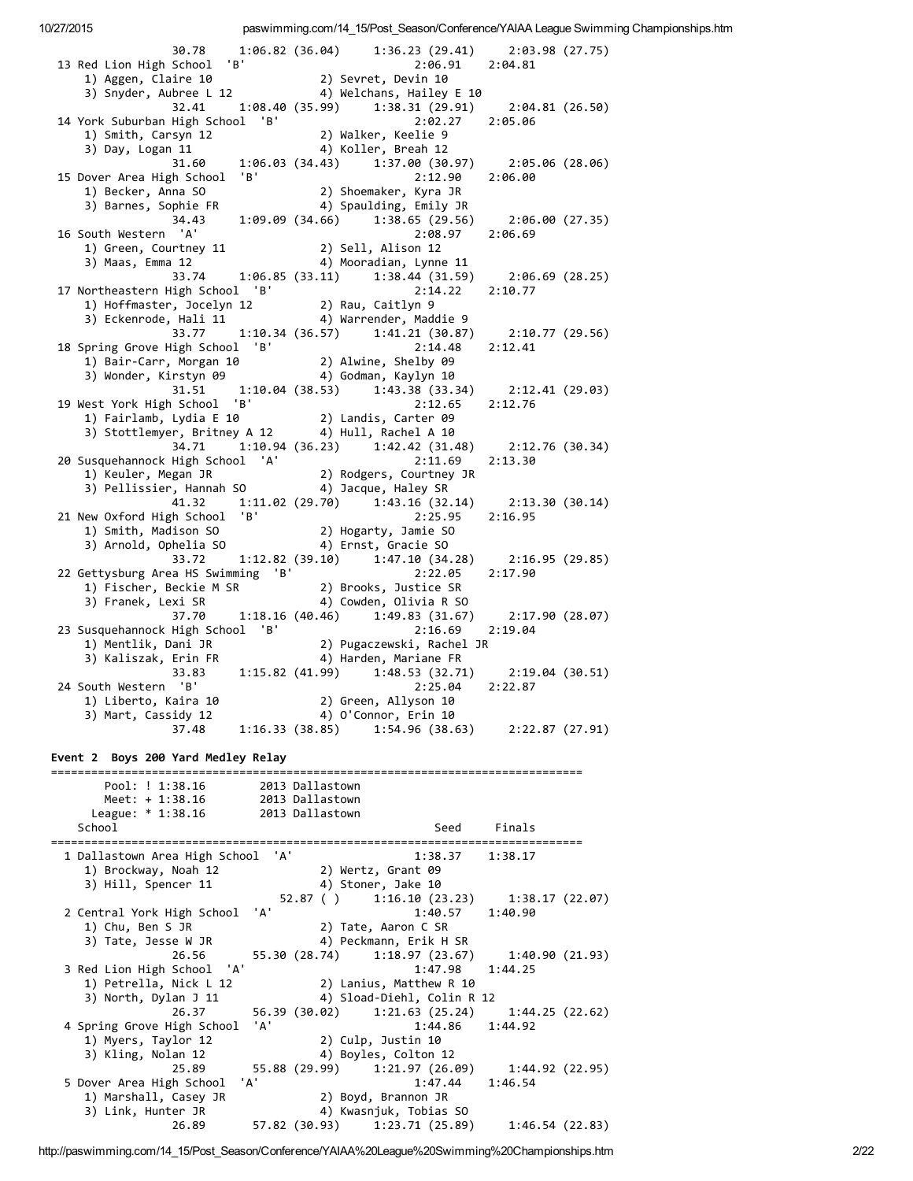```
                30.78     1:06.82 (36.04)     1:36.23 (29.41)     2:03.98 (27.75)
 13 Red Lion High School  'B'                         2:06.91    2:04.81
    1) Aggen, Claire 10               2) Sevret, Devin 10
    3) Snyder, Aubree L 12            4) Welchans, Hailey E 10
                32.41     1:08.40 (35.99)     1:38.31 (29.91)     2:04.81 (26.50)
 14 York Suburban High School  'B'                    2:02.27    2:05.06
    1) Smith, Carsyn 12               2) Walker, Keelie 9
    3) Day, Logan 11                  4) Koller, Breah 12
                31.60     1:06.03 (34.43)     1:37.00 (30.97)     2:05.06 (28.06)
 15 Dover Area High School  'B'                       2:12.90    2:06.00
    1) Becker, Anna SO                2) Shoemaker, Kyra JR
    3) Barnes, Sophie FR              4) Spaulding, Emily JR
                34.43     1:09.09 (34.66)     1:38.65 (29.56)     2:06.00 (27.35)
 16 South Western  'A'                                2:08.97    2:06.69
    1) Green, Courtney 11             2) Sell, Alison 12
    3) Maas, Emma 12                  4) Mooradian, Lynne 11
                33.74     1:06.85 (33.11)     1:38.44 (31.59)     2:06.69 (28.25)
 17 Northeastern High School  'B'                     2:14.22    2:10.77
    1) Hoffmaster, Jocelyn 12         2) Rau, Caitlyn 9
    3) Eckenrode, Hali 11             4) Warrender, Maddie 9
                33.77     1:10.34 (36.57)     1:41.21 (30.87)     2:10.77 (29.56)
 18 Spring Grove High School  'B'                     2:14.48    2:12.41
    1) Bair-Carr, Morgan 10           2) Alwine, Shelby 09
    3) Wonder, Kirstyn 09             4) Godman, Kaylyn 10
                31.51     1:10.04 (38.53)     1:43.38 (33.34)     2:12.41 (29.03)
 19 West York High School  'B'                        2:12.65    2:12.76
    1) Fairlamb, Lydia E 10           2) Landis, Carter 09
    3) Stottlemyer, Britney A 12      4) Hull, Rachel A 10
                34.71     1:10.94 (36.23)     1:42.42 (31.48)     2:12.76 (30.34)
 20 Susquehannock High School  'A'                    2:11.69    2:13.30
    1) Keuler, Megan JR               2) Rodgers, Courtney JR
    3) Pellissier, Hannah SO          4) Jacque, Haley SR
                41.32     1:11.02 (29.70)     1:43.16 (32.14)     2:13.30 (30.14)
 21 New Oxford High School  'B'                       2:25.95    2:16.95
    1) Smith, Madison SO              2) Hogarty, Jamie SO
    3) Arnold, Ophelia SO             4) Ernst, Gracie SO
                33.72     1:12.82 (39.10)     1:47.10 (34.28)     2:16.95 (29.85)
 22 Gettysburg Area HS Swimming  'B'                  2:22.05    2:17.90
    1) Fischer, Beckie M SR           2) Brooks, Justice SR
    3) Franek, Lexi SR                4) Cowden, Olivia R SO
                37.70     1:18.16 (40.46)     1:49.83 (31.67)     2:17.90 (28.07)
 23 Susquehannock High School  'B'                    2:16.69    2:19.04
    1) Mentlik, Dani JR               2) Pugaczewski, Rachel JR
    3) Kaliszak, Erin FR              4) Harden, Mariane FR
                33.83     1:15.82 (41.99)     1:48.53 (32.71)     2:19.04 (30.51)
 24 South Western  'B'                                2:25.04    2:22.87
    1) Liberto, Kaira 10              2) Green, Allyson 10
    3) Mart, Cassidy 12               4) O'Connor, Erin 10
                37.48     1:16.33 (38.85)     1:54.96 (38.63)     2:22.87 (27.91)
```

**Event 2  Boys 200 Yard Medley Relay**

```
===============================================================================
        Pool: ! 1:38.16        2013 Dallastown
        Meet: + 1:38.16        2013 Dallastown
      League: * 1:38.16        2013 Dallastown
    School                                            Seed     Finals
===============================================================================
  1 Dallastown Area High School  'A'                  1:38.37    1:38.17
    1) Brockway, Noah 12              2) Wertz, Grant 09
    3) Hill, Spencer 11               4) Stoner, Jake 10
                          52.87 ( )     1:16.10 (23.23)     1:38.17 (22.07)
  2 Central York High School  'A'                     1:40.57    1:40.90
    1) Chu, Ben S JR                  2) Tate, Aaron C SR
    3) Tate, Jesse W JR               4) Peckmann, Erik H SR
                26.56       55.30 (28.74)     1:18.97 (23.67)     1:40.90 (21.93)
  3 Red Lion High School  'A'                         1:47.98    1:44.25
    1) Petrella, Nick L 12            2) Lanius, Matthew R 10
    3) North, Dylan J 11              4) Sload-Diehl, Colin R 12
                26.37       56.39 (30.02)     1:21.63 (25.24)     1:44.25 (22.62)
  4 Spring Grove High School  'A'                     1:44.86    1:44.92
    1) Myers, Taylor 12               2) Culp, Justin 10
    3) Kling, Nolan 12                4) Boyles, Colton 12
                25.89       55.88 (29.99)     1:21.97 (26.09)     1:44.92 (22.95)
  5 Dover Area High School  'A'                       1:47.44    1:46.54
    1) Marshall, Casey JR             2) Boyd, Brannon JR
    3) Link, Hunter JR                4) Kwasnjuk, Tobias SO
                26.89       57.82 (30.93)     1:23.71 (25.89)     1:46.54 (22.83)
```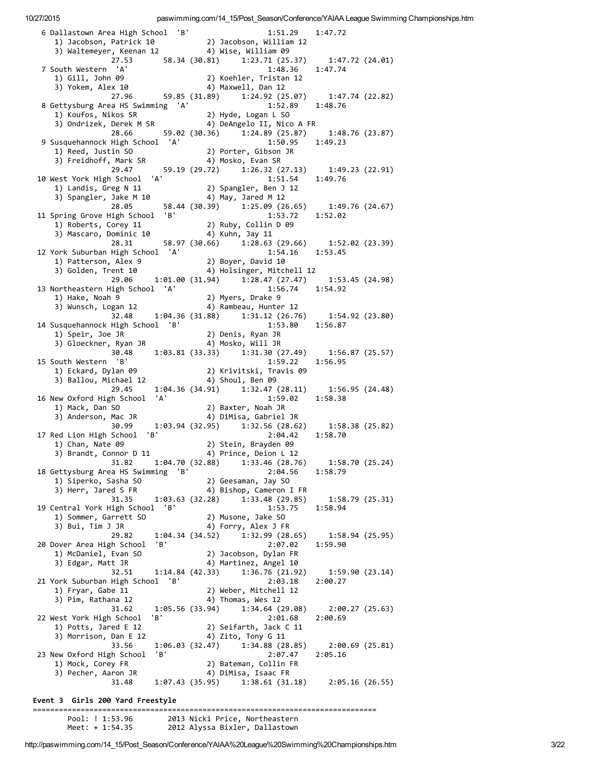```
  6 Dallastown Area High School  'B'                 1:51.29    1:47.72  
     1) Jacobson, Patrick 10           2) Jacobson, William 12          
     3) Waltemeyer, Keenan 12          4) Wise, William 09              
              27.53       58.34 (30.81)     1:23.71 (25.37)     1:47.72 (24.01)
  7 South Western  'A'                               1:48.36    1:47.74  
     1) Gill, John 09                  2) Koehler, Tristan 12           
     3) Yokem, Alex 10                 4) Maxwell, Dan 12               
              27.96       59.85 (31.89)     1:24.92 (25.07)     1:47.74 (22.82)
  8 Gettysburg Area HS Swimming  'A'                 1:52.89    1:48.76  
     1) Koufos, Nikos SR               2) Hyde, Logan L SO              
     3) Ondrizek, Derek M SR           4) DeAngelo II, Nico A FR        
              28.66       59.02 (30.36)     1:24.89 (25.87)     1:48.76 (23.87)
  9 Susquehannock High School  'A'                   1:50.95    1:49.23  
     1) Reed, Justin SO                2) Porter, Gibson JR             
     3) Freidhoff, Mark SR             4) Mosko, Evan SR                
              29.47       59.19 (29.72)     1:26.32 (27.13)     1:49.23 (22.91)
 10 West York High School  'A'                       1:51.54    1:49.76  
     1) Landis, Greg N 11              2) Spangler, Ben J 12            
     3) Spangler, Jake M 10            4) May, Jared M 12               
              28.05       58.44 (30.39)     1:25.09 (26.65)     1:49.76 (24.67)
 11 Spring Grove High School  'B'                    1:53.72    1:52.02  
     1) Roberts, Corey 11              2) Ruby, Collin D 09             
     3) Mascaro, Dominic 10            4) Kuhn, Jay 11                  
              28.31       58.97 (30.66)     1:28.63 (29.66)     1:52.02 (23.39)
 12 York Suburban High School  'A'                   1:54.16    1:53.45  
     1) Patterson, Alex 9              2) Boyer, David 10               
     3) Golden, Trent 10               4) Holsinger, Mitchell 12        
              29.06     1:01.00 (31.94)     1:28.47 (27.47)     1:53.45 (24.98)
 13 Northeastern High School  'A'                    1:56.74    1:54.92  
     1) Hake, Noah 9                   2) Myers, Drake 9                
     3) Wunsch, Logan 12               4) Rambeau, Hunter 12            
              32.48     1:04.36 (31.88)     1:31.12 (26.76)     1:54.92 (23.80)
 14 Susquehannock High School  'B'                   1:53.80    1:56.87  
     1) Speir, Joe JR                  2) Denis, Ryan JR                
     3) Gloeckner, Ryan JR             4) Mosko, Will JR                
              30.48     1:03.81 (33.33)     1:31.30 (27.49)     1:56.87 (25.57)
 15 South Western  'B'                               1:59.22    1:56.95  
     1) Eckard, Dylan 09               2) Krivitski, Travis 09          
     3) Ballou, Michael 12             4) Shoul, Ben 09                 
              29.45     1:04.36 (34.91)     1:32.47 (28.11)     1:56.95 (24.48)
 16 New Oxford High School  'A'                      1:59.02    1:58.38  
     1) Mack, Dan SO                   2) Baxter, Noah JR               
     3) Anderson, Mac JR               4) DiMisa, Gabriel JR            
              30.99     1:03.94 (32.95)     1:32.56 (28.62)     1:58.38 (25.82)
 17 Red Lion High School  'B'                        2:04.42    1:58.70  
     1) Chan, Nate 09                  2) Stein, Brayden 09             
     3) Brandt, Connor D 11            4) Prince, Deion L 12            
              31.82     1:04.70 (32.88)     1:33.46 (28.76)     1:58.70 (25.24)
 18 Gettysburg Area HS Swimming  'B'                 2:04.56    1:58.79  
     1) Siperko, Sasha SO              2) Geesaman, Jay SO              
     3) Herr, Jared S FR               4) Bishop, Cameron I FR          
              31.35     1:03.63 (32.28)     1:33.48 (29.85)     1:58.79 (25.31)
 19 Central York High School  'B'                    1:53.75    1:58.94  
     1) Sommer, Garrett SO             2) Musone, Jake SO               
     3) Bui, Tim J JR                  4) Forry, Alex J FR              
              29.82     1:04.34 (34.52)     1:32.99 (28.65)     1:58.94 (25.95)
 20 Dover Area High School  'B'                      2:07.02    1:59.90  
     1) McDaniel, Evan SO              2) Jacobson, Dylan FR            
     3) Edgar, Matt JR                 4) Martinez, Angel 10            
              32.51     1:14.84 (42.33)     1:36.76 (21.92)     1:59.90 (23.14)
 21 York Suburban High School  'B'                   2:03.18    2:00.27  
     1) Fryar, Gabe 11                 2) Weber, Mitchell 12            
     3) Pim, Rathana 12                4) Thomas, Wes 12                
              31.62     1:05.56 (33.94)     1:34.64 (29.08)     2:00.27 (25.63)
 22 West York High School  'B'                       2:01.68    2:00.69  
     1) Potts, Jared E 12              2) Seifarth, Jack C 11           
     3) Morrison, Dan E 12             4) Zito, Tony G 11               
              33.56     1:06.03 (32.47)     1:34.88 (28.85)     2:00.69 (25.81)
 23 New Oxford High School  'B'                      2:07.47    2:05.16  
     1) Mock, Corey FR                 2) Bateman, Collin FR            
     3) Pecher, Aaron JR               4) DiMisa, Isaac FR              
              31.48     1:07.43 (35.95)     1:38.61 (31.18)     2:05.16 (26.55)
```

### Event 3  Girls 200 Yard Freestyle

```
===============================================================================
         Pool: ! 1:53.96        2013 Nicki Price, Northeastern                   
         Meet: + 1:54.35        2012 Alyssa Bixler, Dallastown                   
```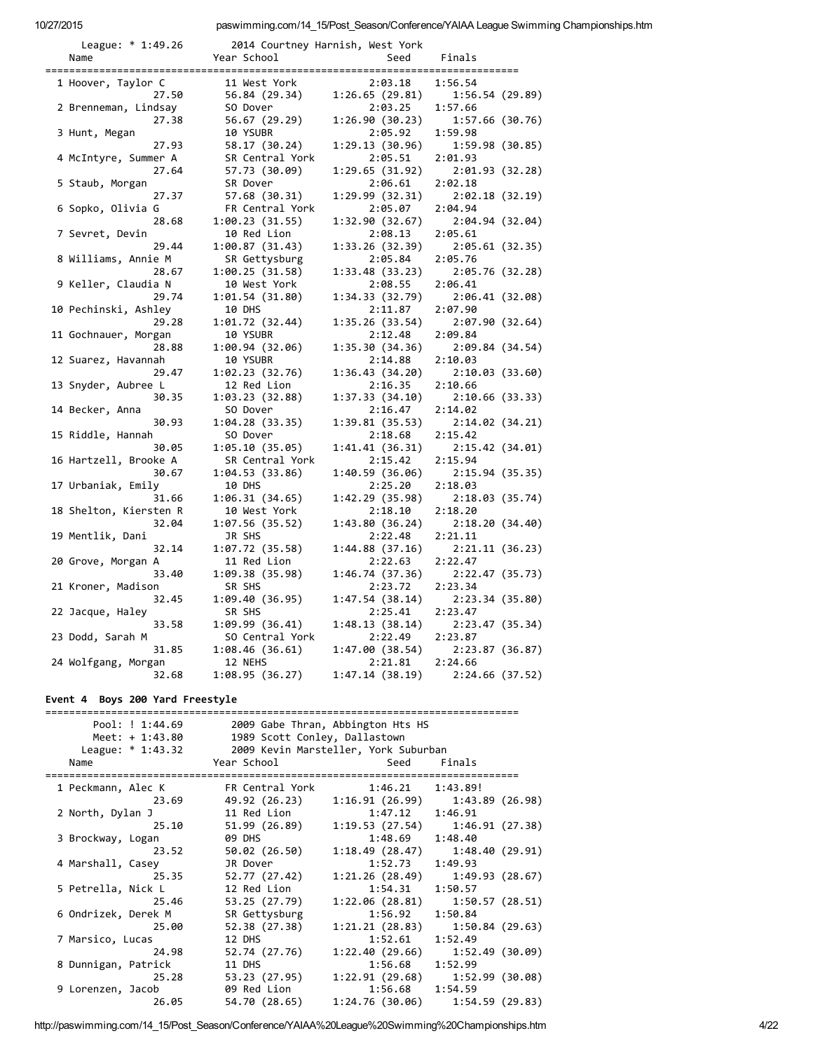```
    League: * 1:49.26       2014 Courtney Harnish, West York
   Name                    Year School              Seed     Finals
===============================================================================
  1 Hoover, Taylor C        11 West York           2:03.18    1:56.54
              27.50        56.84 (29.34)     1:26.65 (29.81)     1:56.54 (29.89)
  2 Brenneman, Lindsay      SO Dover               2:03.25    1:57.66
              27.38        56.67 (29.29)     1:26.90 (30.23)     1:57.66 (30.76)
  3 Hunt, Megan             10 YSUBR               2:05.92    1:59.98
              27.93        58.17 (30.24)     1:29.13 (30.96)     1:59.98 (30.85)
  4 McIntyre, Summer A      SR Central York        2:05.51    2:01.93
              27.64        57.73 (30.09)     1:29.65 (31.92)     2:01.93 (32.28)
  5 Staub, Morgan           SR Dover               2:06.61    2:02.18
              27.37        57.68 (30.31)     1:29.99 (32.31)     2:02.18 (32.19)
  6 Sopko, Olivia G         FR Central York        2:05.07    2:04.94
              28.68      1:00.23 (31.55)     1:32.90 (32.67)     2:04.94 (32.04)
  7 Sevret, Devin           10 Red Lion            2:08.13    2:05.61
              29.44      1:00.87 (31.43)     1:33.26 (32.39)     2:05.61 (32.35)
  8 Williams, Annie M       SR Gettysburg          2:05.84    2:05.76
              28.67      1:00.25 (31.58)     1:33.48 (33.23)     2:05.76 (32.28)
  9 Keller, Claudia N       10 West York           2:08.55    2:06.41
              29.74      1:01.54 (31.80)     1:34.33 (32.79)     2:06.41 (32.08)
 10 Pechinski, Ashley       10 DHS                 2:11.87    2:07.90
              29.28      1:01.72 (32.44)     1:35.26 (33.54)     2:07.90 (32.64)
 11 Gochnauer, Morgan       10 YSUBR               2:12.48    2:09.84
              28.88      1:00.94 (32.06)     1:35.30 (34.36)     2:09.84 (34.54)
 12 Suarez, Havannah        10 YSUBR               2:14.88    2:10.03
              29.47      1:02.23 (32.76)     1:36.43 (34.20)     2:10.03 (33.60)
 13 Snyder, Aubree L        12 Red Lion            2:16.35    2:10.66
              30.35      1:03.23 (32.88)     1:37.33 (34.10)     2:10.66 (33.33)
 14 Becker, Anna            SO Dover               2:16.47    2:14.02
              30.93      1:04.28 (33.35)     1:39.81 (35.53)     2:14.02 (34.21)
 15 Riddle, Hannah          SO Dover               2:18.68    2:15.42
              30.05      1:05.10 (35.05)     1:41.41 (36.31)     2:15.42 (34.01)
 16 Hartzell, Brooke A      SR Central York        2:15.42    2:15.94
              30.67      1:04.53 (33.86)     1:40.59 (36.06)     2:15.94 (35.35)
 17 Urbaniak, Emily         10 DHS                 2:25.20    2:18.03
              31.66      1:06.31 (34.65)     1:42.29 (35.98)     2:18.03 (35.74)
 18 Shelton, Kiersten R     10 West York           2:18.10    2:18.20
              32.04      1:07.56 (35.52)     1:43.80 (36.24)     2:18.20 (34.40)
 19 Mentlik, Dani           JR SHS                 2:22.48    2:21.11
              32.14      1:07.72 (35.58)     1:44.88 (37.16)     2:21.11 (36.23)
 20 Grove, Morgan A         11 Red Lion            2:22.63    2:22.47
              33.40      1:09.38 (35.98)     1:46.74 (37.36)     2:22.47 (35.73)
 21 Kroner, Madison         SR SHS                 2:23.72    2:23.34
              32.45      1:09.40 (36.95)     1:47.54 (38.14)     2:23.34 (35.80)
 22 Jacque, Haley           SR SHS                 2:25.41    2:23.47
              33.58      1:09.99 (36.41)     1:48.13 (38.14)     2:23.47 (35.34)
 23 Dodd, Sarah M           SO Central York        2:22.49    2:23.87
              31.85      1:08.46 (36.61)     1:47.00 (38.54)     2:23.87 (36.87)
 24 Wolfgang, Morgan        12 NEHS                2:21.81    2:24.66
              32.68      1:08.95 (36.27)     1:47.14 (38.19)     2:24.66 (37.52)
```

**Event 4  Boys 200 Yard Freestyle**

```
===============================================================================
       Pool: ! 1:44.69      2009 Gabe Thran, Abbington Hts HS
       Meet: + 1:43.80      1989 Scott Conley, Dallastown
     League: * 1:43.32      2009 Kevin Marsteller, York Suburban
   Name                    Year School              Seed     Finals
===============================================================================
  1 Peckmann, Alec K        FR Central York        1:46.21    1:43.89!
              23.69        49.92 (26.23)     1:16.91 (26.99)     1:43.89 (26.98)
  2 North, Dylan J          11 Red Lion            1:47.12    1:46.91
              25.10        51.99 (26.89)     1:19.53 (27.54)     1:46.91 (27.38)
  3 Brockway, Logan         09 DHS                 1:48.69    1:48.40
              23.52        50.02 (26.50)     1:18.49 (28.47)     1:48.40 (29.91)
  4 Marshall, Casey         JR Dover               1:52.73    1:49.93
              25.35        52.77 (27.42)     1:21.26 (28.49)     1:49.93 (28.67)
  5 Petrella, Nick L        12 Red Lion            1:54.31    1:50.57
              25.46        53.25 (27.79)     1:22.06 (28.81)     1:50.57 (28.51)
  6 Ondrizek, Derek M       SR Gettysburg          1:56.92    1:50.84
              25.00        52.38 (27.38)     1:21.21 (28.83)     1:50.84 (29.63)
  7 Marsico, Lucas          12 DHS                 1:52.61    1:52.49
              24.98        52.74 (27.76)     1:22.40 (29.66)     1:52.49 (30.09)
  8 Dunnigan, Patrick       11 DHS                 1:56.68    1:52.99
              25.28        53.23 (27.95)     1:22.91 (29.68)     1:52.99 (30.08)
  9 Lorenzen, Jacob         09 Red Lion            1:56.68    1:54.59
              26.05        54.70 (28.65)     1:24.76 (30.06)     1:54.59 (29.83)
```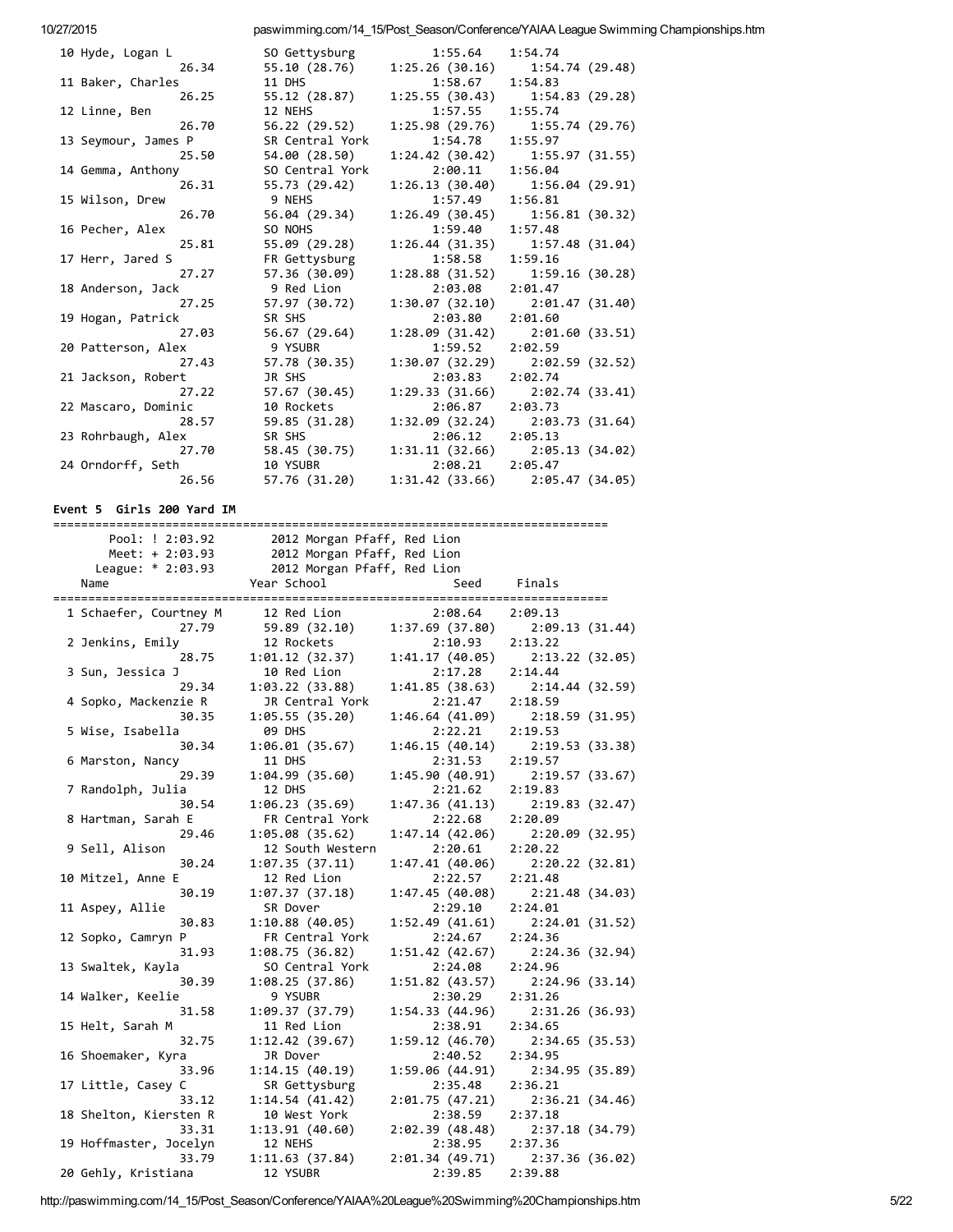```
 10 Hyde, Logan L            SO Gettysburg          1:55.64    1:54.74
                 26.34       55.10 (28.76)     1:25.26 (30.16)     1:54.74 (29.48)
 11 Baker, Charles           11 DHS                 1:58.67    1:54.83
                 26.25       55.12 (28.87)     1:25.55 (30.43)     1:54.83 (29.28)
 12 Linne, Ben               12 NEHS                1:57.55    1:55.74
                 26.70       56.22 (29.52)     1:25.98 (29.76)     1:55.74 (29.76)
 13 Seymour, James P         SR Central York        1:54.78    1:55.97
                 25.50       54.00 (28.50)     1:24.42 (30.42)     1:55.97 (31.55)
 14 Gemma, Anthony           SO Central York        2:00.11    1:56.04
                 26.31       55.73 (29.42)     1:26.13 (30.40)     1:56.04 (29.91)
 15 Wilson, Drew              9 NEHS                1:57.49    1:56.81
                 26.70       56.04 (29.34)     1:26.49 (30.45)     1:56.81 (30.32)
 16 Pecher, Alex             SO NOHS                1:59.40    1:57.48
                 25.81       55.09 (29.28)     1:26.44 (31.35)     1:57.48 (31.04)
 17 Herr, Jared S            FR Gettysburg          1:58.58    1:59.16
                 27.27       57.36 (30.09)     1:28.88 (31.52)     1:59.16 (30.28)
 18 Anderson, Jack            9 Red Lion            2:03.08    2:01.47
                 27.25       57.97 (30.72)     1:30.07 (32.10)     2:01.47 (31.40)
 19 Hogan, Patrick           SR SHS                 2:03.80    2:01.60
                 27.03       56.67 (29.64)     1:28.09 (31.42)     2:01.60 (33.51)
 20 Patterson, Alex           9 YSUBR               1:59.52    2:02.59
                 27.43       57.78 (30.35)     1:30.07 (32.29)     2:02.59 (32.52)
 21 Jackson, Robert          JR SHS                 2:03.83    2:02.74
                 27.22       57.67 (30.45)     1:29.33 (31.66)     2:02.74 (33.41)
 22 Mascaro, Dominic         10 Rockets             2:06.87    2:03.73
                 28.57       59.85 (31.28)     1:32.09 (32.24)     2:03.73 (31.64)
 23 Rohrbaugh, Alex          SR SHS                 2:06.12    2:05.13
                 27.70       58.45 (30.75)     1:31.11 (32.66)     2:05.13 (34.02)
 24 Orndorff, Seth           10 YSUBR               2:08.21    2:05.47
                 26.56       57.76 (31.20)     1:31.42 (33.66)     2:05.47 (34.05)
```

**Event 5  Girls 200 Yard IM**

```
===============================================================================
       Pool: ! 2:03.92        2012 Morgan Pfaff, Red Lion
       Meet: + 2:03.93        2012 Morgan Pfaff, Red Lion
     League: * 2:03.93        2012 Morgan Pfaff, Red Lion
    Name                    Year School                 Seed     Finals
===============================================================================
  1 Schaefer, Courtney M     12 Red Lion            2:08.64    2:09.13
                 27.79       59.89 (32.10)     1:37.69 (37.80)     2:09.13 (31.44)
  2 Jenkins, Emily           12 Rockets             2:10.93    2:13.22
                 28.75     1:01.12 (32.37)     1:41.17 (40.05)     2:13.22 (32.05)
  3 Sun, Jessica J           10 Red Lion            2:17.28    2:14.44
                 29.34     1:03.22 (33.88)     1:41.85 (38.63)     2:14.44 (32.59)
  4 Sopko, Mackenzie R       JR Central York        2:21.47    2:18.59
                 30.35     1:05.55 (35.20)     1:46.64 (41.09)     2:18.59 (31.95)
  5 Wise, Isabella           09 DHS                 2:22.21    2:19.53
                 30.34     1:06.01 (35.67)     1:46.15 (40.14)     2:19.53 (33.38)
  6 Marston, Nancy           11 DHS                 2:31.53    2:19.57
                 29.39     1:04.99 (35.60)     1:45.90 (40.91)     2:19.57 (33.67)
  7 Randolph, Julia          12 DHS                 2:21.62    2:19.83
                 30.54     1:06.23 (35.69)     1:47.36 (41.13)     2:19.83 (32.47)
  8 Hartman, Sarah E         FR Central York        2:22.68    2:20.09
                 29.46     1:05.08 (35.62)     1:47.14 (42.06)     2:20.09 (32.95)
  9 Sell, Alison             12 South Western       2:20.61    2:20.22
                 30.24     1:07.35 (37.11)     1:47.41 (40.06)     2:20.22 (32.81)
 10 Mitzel, Anne E           12 Red Lion            2:22.57    2:21.48
                 30.19     1:07.37 (37.18)     1:47.45 (40.08)     2:21.48 (34.03)
 11 Aspey, Allie             SR Dover               2:29.10    2:24.01
                 30.83     1:10.88 (40.05)     1:52.49 (41.61)     2:24.01 (31.52)
 12 Sopko, Camryn P          FR Central York        2:24.67    2:24.36
                 31.93     1:08.75 (36.82)     1:51.42 (42.67)     2:24.36 (32.94)
 13 Swaltek, Kayla           SO Central York        2:24.08    2:24.96
                 30.39     1:08.25 (37.86)     1:51.82 (43.57)     2:24.96 (33.14)
 14 Walker, Keelie            9 YSUBR               2:30.29    2:31.26
                 31.58     1:09.37 (37.79)     1:54.33 (44.96)     2:31.26 (36.93)
 15 Helt, Sarah M            11 Red Lion            2:38.91    2:34.65
                 32.75     1:12.42 (39.67)     1:59.12 (46.70)     2:34.65 (35.53)
 16 Shoemaker, Kyra          JR Dover               2:40.52    2:34.95
                 33.96     1:14.15 (40.19)     1:59.06 (44.91)     2:34.95 (35.89)
 17 Little, Casey C          SR Gettysburg          2:35.48    2:36.21
                 33.12     1:14.54 (41.42)     2:01.75 (47.21)     2:36.21 (34.46)
 18 Shelton, Kiersten R      10 West York           2:38.59    2:37.18
                 33.31     1:13.91 (40.60)     2:02.39 (48.48)     2:37.18 (34.79)
 19 Hoffmaster, Jocelyn      12 NEHS                2:38.95    2:37.36
                 33.79     1:11.63 (37.84)     2:01.34 (49.71)     2:37.36 (36.02)
 20 Gehly, Kristiana         12 YSUBR               2:39.85    2:39.88
```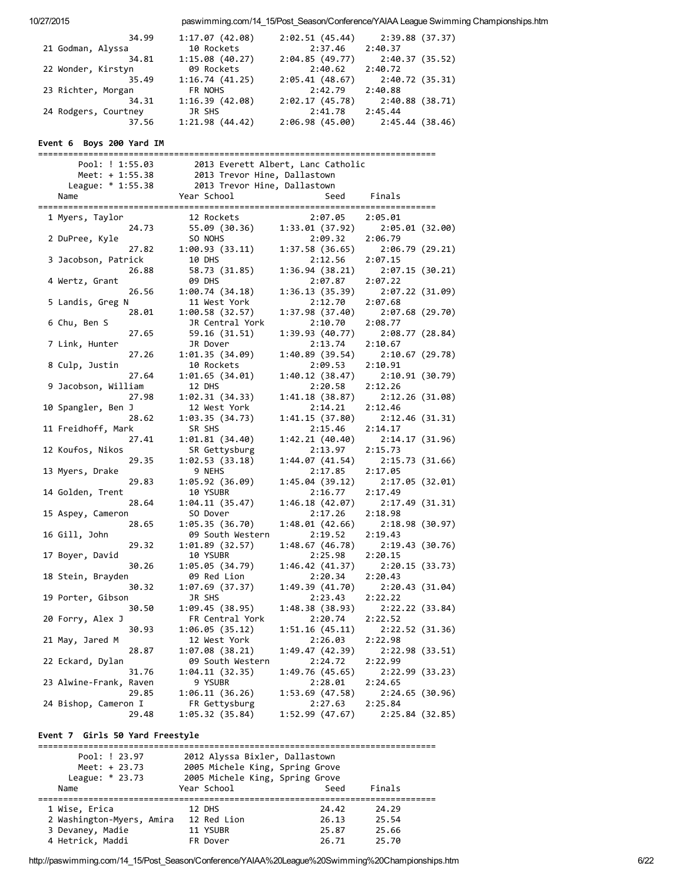```
                 34.99      1:17.07 (42.08)    2:02.51 (45.44)     2:39.88 (37.37)
 21 Godman, Alyssa           10 Rockets              2:37.46    2:40.37
                 34.81      1:15.08 (40.27)    2:04.85 (49.77)     2:40.37 (35.52)
 22 Wonder, Kirstyn          09 Rockets              2:40.62    2:40.72
                 35.49      1:16.74 (41.25)    2:05.41 (48.67)     2:40.72 (35.31)
 23 Richter, Morgan          FR NOHS                 2:42.79    2:40.88
                 34.31      1:16.39 (42.08)    2:02.17 (45.78)     2:40.88 (38.71)
 24 Rodgers, Courtney        JR SHS                  2:41.78    2:45.44
                 37.56      1:21.98 (44.42)    2:06.98 (45.00)     2:45.44 (38.46)
```

### Event 6 Boys 200 Yard IM

```
===============================================================================
       Pool: ! 1:55.03        2013 Everett Albert, Lanc Catholic
       Meet: + 1:55.38        2013 Trevor Hine, Dallastown
     League: * 1:55.38        2013 Trevor Hine, Dallastown
    Name                   Year School                 Seed     Finals
===============================================================================
  1 Myers, Taylor            12 Rockets              2:07.05    2:05.01
                 24.73        55.09 (30.36)    1:33.01 (37.92)     2:05.01 (32.00)
  2 DuPree, Kyle             SO NOHS                 2:09.32    2:06.79
                 27.82      1:00.93 (33.11)    1:37.58 (36.65)     2:06.79 (29.21)
  3 Jacobson, Patrick        10 DHS                  2:12.56    2:07.15
                 26.88        58.73 (31.85)    1:36.94 (38.21)     2:07.15 (30.21)
  4 Wertz, Grant             09 DHS                  2:07.87    2:07.22
                 26.56      1:00.74 (34.18)    1:36.13 (35.39)     2:07.22 (31.09)
  5 Landis, Greg N           11 West York            2:12.70    2:07.68
                 28.01      1:00.58 (32.57)    1:37.98 (37.40)     2:07.68 (29.70)
  6 Chu, Ben S               JR Central York         2:10.70    2:08.77
                 27.65        59.16 (31.51)    1:39.93 (40.77)     2:08.77 (28.84)
  7 Link, Hunter             JR Dover                2:13.74    2:10.67
                 27.26      1:01.35 (34.09)    1:40.89 (39.54)     2:10.67 (29.78)
  8 Culp, Justin             10 Rockets              2:09.53    2:10.91
                 27.64      1:01.65 (34.01)    1:40.12 (38.47)     2:10.91 (30.79)
  9 Jacobson, William        12 DHS                  2:20.58    2:12.26
                 27.98      1:02.31 (34.33)    1:41.18 (38.87)     2:12.26 (31.08)
 10 Spangler, Ben J          12 West York            2:14.21    2:12.46
                 28.62      1:03.35 (34.73)    1:41.15 (37.80)     2:12.46 (31.31)
 11 Freidhoff, Mark          SR SHS                  2:15.46    2:14.17
                 27.41      1:01.81 (34.40)    1:42.21 (40.40)     2:14.17 (31.96)
 12 Koufos, Nikos            SR Gettysburg           2:13.97    2:15.73
                 29.35      1:02.53 (33.18)    1:44.07 (41.54)     2:15.73 (31.66)
 13 Myers, Drake              9 NEHS                 2:17.85    2:17.05
                 29.83      1:05.92 (36.09)    1:45.04 (39.12)     2:17.05 (32.01)
 14 Golden, Trent            10 YSUBR                2:16.77    2:17.49
                 28.64      1:04.11 (35.47)    1:46.18 (42.07)     2:17.49 (31.31)
 15 Aspey, Cameron           SO Dover                2:17.26    2:18.98
                 28.65      1:05.35 (36.70)    1:48.01 (42.66)     2:18.98 (30.97)
 16 Gill, John               09 South Western        2:19.52    2:19.43
                 29.32      1:01.89 (32.57)    1:48.67 (46.78)     2:19.43 (30.76)
 17 Boyer, David             10 YSUBR                2:25.98    2:20.15
                 30.26      1:05.05 (34.79)    1:46.42 (41.37)     2:20.15 (33.73)
 18 Stein, Brayden           09 Red Lion             2:20.34    2:20.43
                 30.32      1:07.69 (37.37)    1:49.39 (41.70)     2:20.43 (31.04)
 19 Porter, Gibson           JR SHS                  2:23.43    2:22.22
                 30.50      1:09.45 (38.95)    1:48.38 (38.93)     2:22.22 (33.84)
 20 Forry, Alex J            FR Central York         2:20.74    2:22.52
                 30.93      1:06.05 (35.12)    1:51.16 (45.11)     2:22.52 (31.36)
 21 May, Jared M             12 West York            2:26.03    2:22.98
                 28.87      1:07.08 (38.21)    1:49.47 (42.39)     2:22.98 (33.51)
 22 Eckard, Dylan            09 South Western        2:24.72    2:22.99
                 31.76      1:04.11 (32.35)    1:49.76 (45.65)     2:22.99 (33.23)
 23 Alwine-Frank, Raven       9 YSUBR                2:28.01    2:24.65
                 29.85      1:06.11 (36.26)    1:53.69 (47.58)     2:24.65 (30.96)
 24 Bishop, Cameron I        FR Gettysburg           2:27.63    2:25.84
                 29.48      1:05.32 (35.84)    1:52.99 (47.67)     2:25.84 (32.85)
```

### Event 7 Girls 50 Yard Freestyle

```
===============================================================================
       Pool: ! 23.97          2012 Alyssa Bixler, Dallastown
       Meet: + 23.73          2005 Michele King, Spring Grove
     League: * 23.73          2005 Michele King, Spring Grove
    Name                   Year School                 Seed     Finals
===============================================================================
  1 Wise, Erica              12 DHS                    24.42      24.29
  2 Washington-Myers, Amira  12 Red Lion               26.13      25.54
  3 Devaney, Madie           11 YSUBR                  25.87      25.66
  4 Hetrick, Maddi           FR Dover                  26.71      25.70
```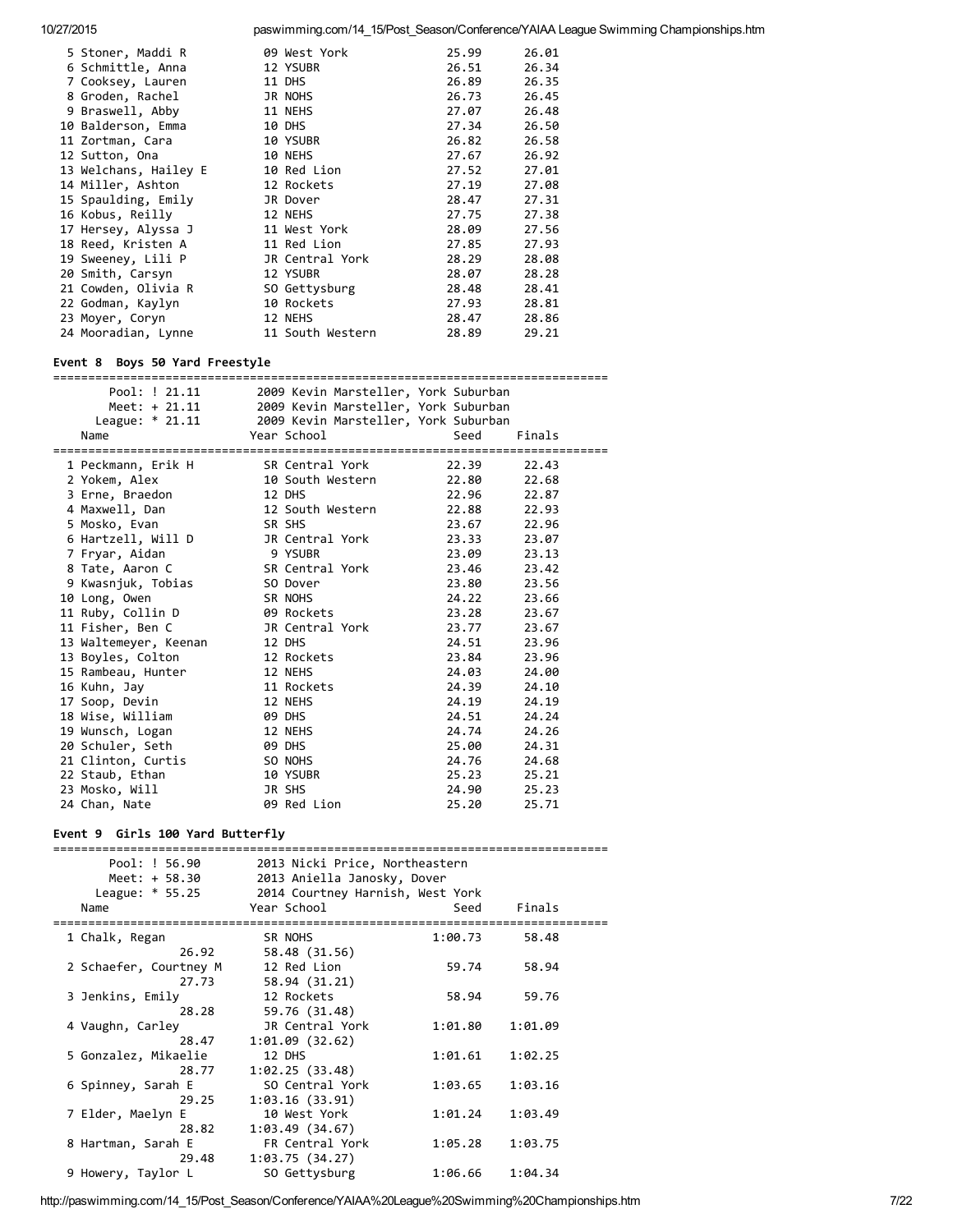| Place | Name | Year | School | Seed | Finals |
|---|---|---|---|---|---|
| 5 | Stoner, Maddi R | 09 | West York | 25.99 | 26.01 |
| 6 | Schmittle, Anna | 12 | YSUBR | 26.51 | 26.34 |
| 7 | Cooksey, Lauren | 11 | DHS | 26.89 | 26.35 |
| 8 | Groden, Rachel | JR | NOHS | 26.73 | 26.45 |
| 9 | Braswell, Abby | 11 | NEHS | 27.07 | 26.48 |
| 10 | Balderson, Emma | 10 | DHS | 27.34 | 26.50 |
| 11 | Zortman, Cara | 10 | YSUBR | 26.82 | 26.58 |
| 12 | Sutton, Ona | 10 | NEHS | 27.67 | 26.92 |
| 13 | Welchans, Hailey E | 10 | Red Lion | 27.52 | 27.01 |
| 14 | Miller, Ashton | 12 | Rockets | 27.19 | 27.08 |
| 15 | Spaulding, Emily | JR | Dover | 28.47 | 27.31 |
| 16 | Kobus, Reilly | 12 | NEHS | 27.75 | 27.38 |
| 17 | Hersey, Alyssa J | 11 | West York | 28.09 | 27.56 |
| 18 | Reed, Kristen A | 11 | Red Lion | 27.85 | 27.93 |
| 19 | Sweeney, Lili P | JR | Central York | 28.29 | 28.08 |
| 20 | Smith, Carsyn | 12 | YSUBR | 28.07 | 28.28 |
| 21 | Cowden, Olivia R | SO | Gettysburg | 28.48 | 28.41 |
| 22 | Godman, Kaylyn | 10 | Rockets | 27.93 | 28.81 |
| 23 | Moyer, Coryn | 12 | NEHS | 28.47 | 28.86 |
| 24 | Mooradian, Lynne | 11 | South Western | 28.89 | 29.21 |

### Event 8 Boys 50 Yard Freestyle

Pool: ! 21.11 — 2009 Kevin Marsteller, York Suburban
Meet: + 21.11 — 2009 Kevin Marsteller, York Suburban
League: * 21.11 — 2009 Kevin Marsteller, York Suburban

| Place | Name | Year | School | Seed | Finals |
|---|---|---|---|---|---|
| 1 | Peckmann, Erik H | SR | Central York | 22.39 | 22.43 |
| 2 | Yokem, Alex | 10 | South Western | 22.80 | 22.68 |
| 3 | Erne, Braedon | 12 | DHS | 22.96 | 22.87 |
| 4 | Maxwell, Dan | 12 | South Western | 22.88 | 22.93 |
| 5 | Mosko, Evan | SR | SHS | 23.67 | 22.96 |
| 6 | Hartzell, Will D | JR | Central York | 23.33 | 23.07 |
| 7 | Fryar, Aidan | 9 | YSUBR | 23.09 | 23.13 |
| 8 | Tate, Aaron C | SR | Central York | 23.46 | 23.42 |
| 9 | Kwasnjuk, Tobias | SO | Dover | 23.80 | 23.56 |
| 10 | Long, Owen | SR | NOHS | 24.22 | 23.66 |
| 11 | Ruby, Collin D | 09 | Rockets | 23.28 | 23.67 |
| 11 | Fisher, Ben C | JR | Central York | 23.77 | 23.67 |
| 13 | Waltemeyer, Keenan | 12 | DHS | 24.51 | 23.96 |
| 13 | Boyles, Colton | 12 | Rockets | 23.84 | 23.96 |
| 15 | Rambeau, Hunter | 12 | NEHS | 24.03 | 24.00 |
| 16 | Kuhn, Jay | 11 | Rockets | 24.39 | 24.10 |
| 17 | Soop, Devin | 12 | NEHS | 24.19 | 24.19 |
| 18 | Wise, William | 09 | DHS | 24.51 | 24.24 |
| 19 | Wunsch, Logan | 12 | NEHS | 24.74 | 24.26 |
| 20 | Schuler, Seth | 09 | DHS | 25.00 | 24.31 |
| 21 | Clinton, Curtis | SO | NOHS | 24.76 | 24.68 |
| 22 | Staub, Ethan | 10 | YSUBR | 25.23 | 25.21 |
| 23 | Mosko, Will | JR | SHS | 24.90 | 25.23 |
| 24 | Chan, Nate | 09 | Red Lion | 25.20 | 25.71 |

### Event 9 Girls 100 Yard Butterfly

Pool: ! 56.90 — 2013 Nicki Price, Northeastern
Meet: + 58.30 — 2013 Aniella Janosky, Dover
League: * 55.25 — 2014 Courtney Harnish, West York

| Place | Name | Year | School | Seed | Finals | Splits |
|---|---|---|---|---|---|---|
| 1 | Chalk, Regan | SR | NOHS | 1:00.73 | 58.48 | 26.92, 58.48 (31.56) |
| 2 | Schaefer, Courtney M | 12 | Red Lion | 59.74 | 58.94 | 27.73, 58.94 (31.21) |
| 3 | Jenkins, Emily | 12 | Rockets | 58.94 | 59.76 | 28.28, 59.76 (31.48) |
| 4 | Vaughn, Carley | JR | Central York | 1:01.80 | 1:01.09 | 28.47, 1:01.09 (32.62) |
| 5 | Gonzalez, Mikaelie | 12 | DHS | 1:01.61 | 1:02.25 | 28.77, 1:02.25 (33.48) |
| 6 | Spinney, Sarah E | SO | Central York | 1:03.65 | 1:03.16 | 29.25, 1:03.16 (33.91) |
| 7 | Elder, Maelyn E | 10 | West York | 1:01.24 | 1:03.49 | 28.82, 1:03.49 (34.67) |
| 8 | Hartman, Sarah E | FR | Central York | 1:05.28 | 1:03.75 | 29.48, 1:03.75 (34.27) |
| 9 | Howery, Taylor L | SO | Gettysburg | 1:06.66 | 1:04.34 | |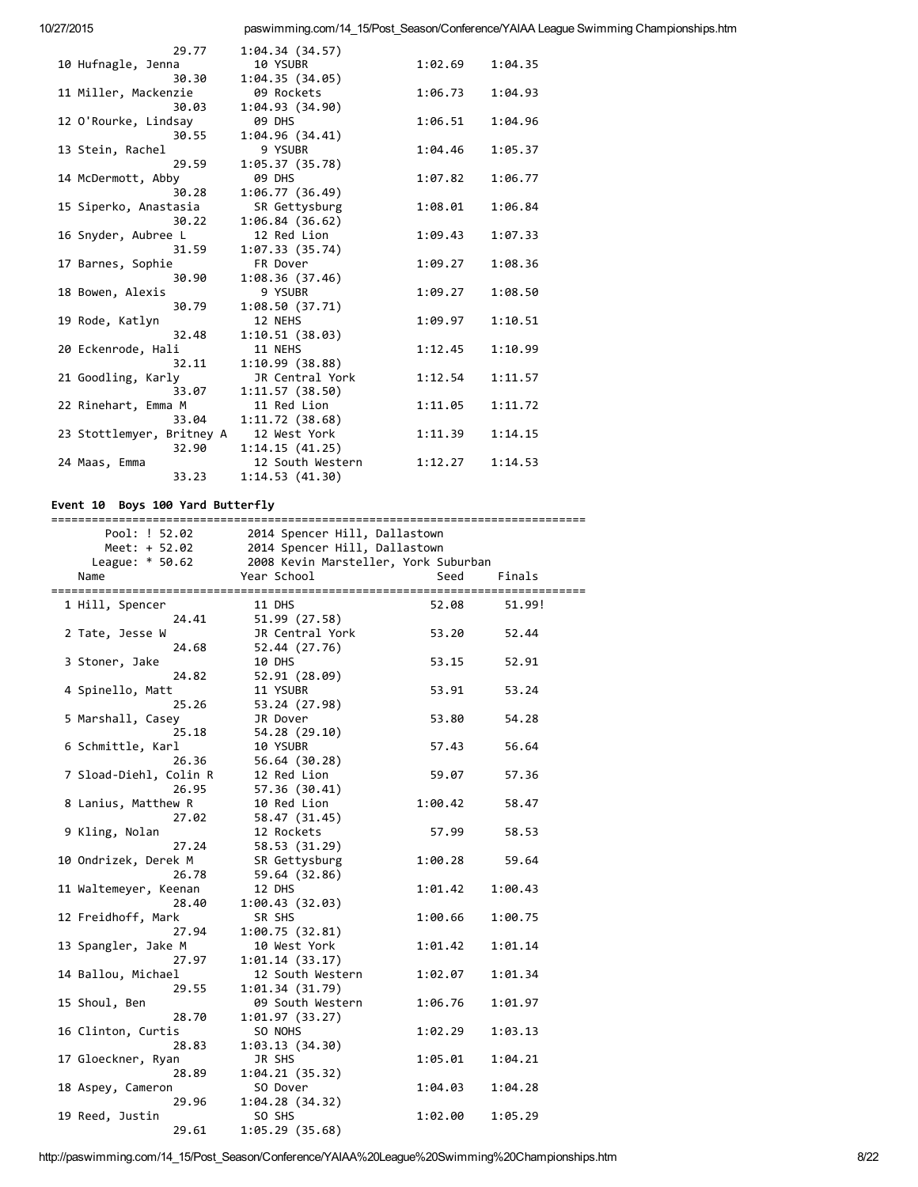| | Name | Year School | Seed | Finals |
|---|---|---|---|---|
| | 29.77 | 1:04.34 (34.57) | | |
| 10 | Hufnagle, Jenna | 10 YSUBR | 1:02.69 | 1:04.35 |
| | 30.30 | 1:04.35 (34.05) | | |
| 11 | Miller, Mackenzie | 09 Rockets | 1:06.73 | 1:04.93 |
| | 30.03 | 1:04.93 (34.90) | | |
| 12 | O'Rourke, Lindsay | 09 DHS | 1:06.51 | 1:04.96 |
| | 30.55 | 1:04.96 (34.41) | | |
| 13 | Stein, Rachel | 9 YSUBR | 1:04.46 | 1:05.37 |
| | 29.59 | 1:05.37 (35.78) | | |
| 14 | McDermott, Abby | 09 DHS | 1:07.82 | 1:06.77 |
| | 30.28 | 1:06.77 (36.49) | | |
| 15 | Siperko, Anastasia | SR Gettysburg | 1:08.01 | 1:06.84 |
| | 30.22 | 1:06.84 (36.62) | | |
| 16 | Snyder, Aubree L | 12 Red Lion | 1:09.43 | 1:07.33 |
| | 31.59 | 1:07.33 (35.74) | | |
| 17 | Barnes, Sophie | FR Dover | 1:09.27 | 1:08.36 |
| | 30.90 | 1:08.36 (37.46) | | |
| 18 | Bowen, Alexis | 9 YSUBR | 1:09.27 | 1:08.50 |
| | 30.79 | 1:08.50 (37.71) | | |
| 19 | Rode, Katlyn | 12 NEHS | 1:09.97 | 1:10.51 |
| | 32.48 | 1:10.51 (38.03) | | |
| 20 | Eckenrode, Hali | 11 NEHS | 1:12.45 | 1:10.99 |
| | 32.11 | 1:10.99 (38.88) | | |
| 21 | Goodling, Karly | JR Central York | 1:12.54 | 1:11.57 |
| | 33.07 | 1:11.57 (38.50) | | |
| 22 | Rinehart, Emma M | 11 Red Lion | 1:11.05 | 1:11.72 |
| | 33.04 | 1:11.72 (38.68) | | |
| 23 | Stottlemyer, Britney A | 12 West York | 1:11.39 | 1:14.15 |
| | 32.90 | 1:14.15 (41.25) | | |
| 24 | Maas, Emma | 12 South Western | 1:12.27 | 1:14.53 |
| | 33.23 | 1:14.53 (41.30) | | |

**Event 10 Boys 100 Yard Butterfly**

Pool: ! 52.02 — 2014 Spencer Hill, Dallastown
Meet: + 52.02 — 2014 Spencer Hill, Dallastown
League: * 50.62 — 2008 Kevin Marsteller, York Suburban

| | Name | Year School | Seed | Finals |
|---|---|---|---|---|
| 1 | Hill, Spencer | 11 DHS | 52.08 | 51.99! |
| | 24.41 | 51.99 (27.58) | | |
| 2 | Tate, Jesse W | JR Central York | 53.20 | 52.44 |
| | 24.68 | 52.44 (27.76) | | |
| 3 | Stoner, Jake | 10 DHS | 53.15 | 52.91 |
| | 24.82 | 52.91 (28.09) | | |
| 4 | Spinello, Matt | 11 YSUBR | 53.91 | 53.24 |
| | 25.26 | 53.24 (27.98) | | |
| 5 | Marshall, Casey | JR Dover | 53.80 | 54.28 |
| | 25.18 | 54.28 (29.10) | | |
| 6 | Schmittle, Karl | 10 YSUBR | 57.43 | 56.64 |
| | 26.36 | 56.64 (30.28) | | |
| 7 | Sload-Diehl, Colin R | 12 Red Lion | 59.07 | 57.36 |
| | 26.95 | 57.36 (30.41) | | |
| 8 | Lanius, Matthew R | 10 Red Lion | 1:00.42 | 58.47 |
| | 27.02 | 58.47 (31.45) | | |
| 9 | Kling, Nolan | 12 Rockets | 57.99 | 58.53 |
| | 27.24 | 58.53 (31.29) | | |
| 10 | Ondrizek, Derek M | SR Gettysburg | 1:00.28 | 59.64 |
| | 26.78 | 59.64 (32.86) | | |
| 11 | Waltemeyer, Keenan | 12 DHS | 1:01.42 | 1:00.43 |
| | 28.40 | 1:00.43 (32.03) | | |
| 12 | Freidhoff, Mark | SR SHS | 1:00.66 | 1:00.75 |
| | 27.94 | 1:00.75 (32.81) | | |
| 13 | Spangler, Jake M | 10 West York | 1:01.42 | 1:01.14 |
| | 27.97 | 1:01.14 (33.17) | | |
| 14 | Ballou, Michael | 12 South Western | 1:02.07 | 1:01.34 |
| | 29.55 | 1:01.34 (31.79) | | |
| 15 | Shoul, Ben | 09 South Western | 1:06.76 | 1:01.97 |
| | 28.70 | 1:01.97 (33.27) | | |
| 16 | Clinton, Curtis | SO NOHS | 1:02.29 | 1:03.13 |
| | 28.83 | 1:03.13 (34.30) | | |
| 17 | Gloeckner, Ryan | JR SHS | 1:05.01 | 1:04.21 |
| | 28.89 | 1:04.21 (35.32) | | |
| 18 | Aspey, Cameron | SO Dover | 1:04.03 | 1:04.28 |
| | 29.96 | 1:04.28 (34.32) | | |
| 19 | Reed, Justin | SO SHS | 1:02.00 | 1:05.29 |
| | 29.61 | 1:05.29 (35.68) | | |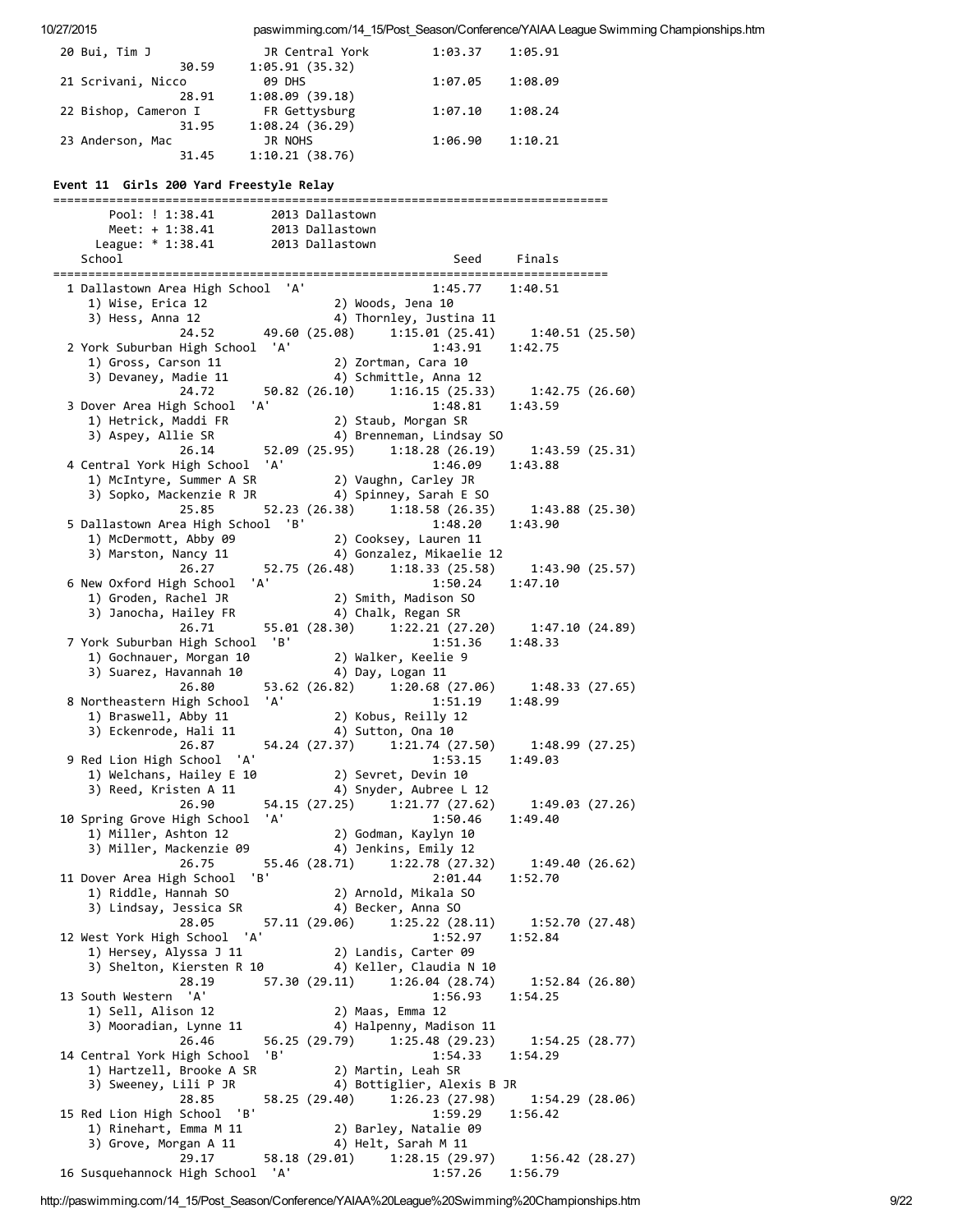```
 20 Bui, Tim J               JR Central York        1:03.37    1:05.91
                30.59     1:05.91 (35.32)
 21 Scrivani, Nicco          09 DHS                 1:07.05    1:08.09
                28.91     1:08.09 (39.18)
 22 Bishop, Cameron I        FR Gettysburg          1:07.10    1:08.24
                31.95     1:08.24 (36.29)
 23 Anderson, Mac            JR NOHS                1:06.90    1:10.21
                31.45     1:10.21 (38.76)
```

**Event 11  Girls 200 Yard Freestyle Relay**

```
===============================================================================
        Pool: ! 1:38.41        2013 Dallastown
        Meet: + 1:38.41        2013 Dallastown
      League: * 1:38.41        2013 Dallastown
    School                                              Seed     Finals
===============================================================================
  1 Dallastown Area High School  'A'                   1:45.77    1:40.51
     1) Wise, Erica 12                  2) Woods, Jena 10
     3) Hess, Anna 12                   4) Thornley, Justina 11
               24.52       49.60 (25.08)     1:15.01 (25.41)     1:40.51 (25.50)
  2 York Suburban High School  'A'                     1:43.91    1:42.75
     1) Gross, Carson 11                2) Zortman, Cara 10
     3) Devaney, Madie 11               4) Schmittle, Anna 12
               24.72       50.82 (26.10)     1:16.15 (25.33)     1:42.75 (26.60)
  3 Dover Area High School  'A'                        1:48.81    1:43.59
     1) Hetrick, Maddi FR               2) Staub, Morgan SR
     3) Aspey, Allie SR                 4) Brenneman, Lindsay SO
               26.14       52.09 (25.95)     1:18.28 (26.19)     1:43.59 (25.31)
  4 Central York High School  'A'                      1:46.09    1:43.88
     1) McIntyre, Summer A SR           2) Vaughn, Carley JR
     3) Sopko, Mackenzie R JR           4) Spinney, Sarah E SO
               25.85       52.23 (26.38)     1:18.58 (26.35)     1:43.88 (25.30)
  5 Dallastown Area High School  'B'                   1:48.20    1:43.90
     1) McDermott, Abby 09              2) Cooksey, Lauren 11
     3) Marston, Nancy 11               4) Gonzalez, Mikaelie 12
               26.27       52.75 (26.48)     1:18.33 (25.58)     1:43.90 (25.57)
  6 New Oxford High School  'A'                        1:50.24    1:47.10
     1) Groden, Rachel JR               2) Smith, Madison SO
     3) Janocha, Hailey FR              4) Chalk, Regan SR
               26.71       55.01 (28.30)     1:22.21 (27.20)     1:47.10 (24.89)
  7 York Suburban High School  'B'                     1:51.36    1:48.33
     1) Gochnauer, Morgan 10            2) Walker, Keelie 9
     3) Suarez, Havannah 10             4) Day, Logan 11
               26.80       53.62 (26.82)     1:20.68 (27.06)     1:48.33 (27.65)
  8 Northeastern High School  'A'                      1:51.19    1:48.99
     1) Braswell, Abby 11               2) Kobus, Reilly 12
     3) Eckenrode, Hali 11              4) Sutton, Ona 10
               26.87       54.24 (27.37)     1:21.74 (27.50)     1:48.99 (27.25)
  9 Red Lion High School  'A'                          1:53.15    1:49.03
     1) Welchans, Hailey E 10           2) Sevret, Devin 10
     3) Reed, Kristen A 11              4) Snyder, Aubree L 12
               26.90       54.15 (27.25)     1:21.77 (27.62)     1:49.03 (27.26)
 10 Spring Grove High School  'A'                      1:50.46    1:49.40
     1) Miller, Ashton 12               2) Godman, Kaylyn 10
     3) Miller, Mackenzie 09            4) Jenkins, Emily 12
               26.75       55.46 (28.71)     1:22.78 (27.32)     1:49.40 (26.62)
 11 Dover Area High School  'B'                        2:01.44    1:52.70
     1) Riddle, Hannah SO               2) Arnold, Mikala SO
     3) Lindsay, Jessica SR             4) Becker, Anna SO
               28.05       57.11 (29.06)     1:25.22 (28.11)     1:52.70 (27.48)
 12 West York High School  'A'                         1:52.97    1:52.84
     1) Hersey, Alyssa J 11             2) Landis, Carter 09
     3) Shelton, Kiersten R 10          4) Keller, Claudia N 10
               28.19       57.30 (29.11)     1:26.04 (28.74)     1:52.84 (26.80)
 13 South Western  'A'                                 1:56.93    1:54.25
     1) Sell, Alison 12                 2) Maas, Emma 12
     3) Mooradian, Lynne 11             4) Halpenny, Madison 11
               26.46       56.25 (29.79)     1:25.48 (29.23)     1:54.25 (28.77)
 14 Central York High School  'B'                      1:54.33    1:54.29
     1) Hartzell, Brooke A SR           2) Martin, Leah SR
     3) Sweeney, Lili P JR              4) Bottiglier, Alexis B JR
               28.85       58.25 (29.40)     1:26.23 (27.98)     1:54.29 (28.06)
 15 Red Lion High School  'B'                          1:59.29    1:56.42
     1) Rinehart, Emma M 11             2) Barley, Natalie 09
     3) Grove, Morgan A 11              4) Helt, Sarah M 11
               29.17       58.18 (29.01)     1:28.15 (29.97)     1:56.42 (28.27)
 16 Susquehannock High School  'A'                     1:57.26    1:56.79
```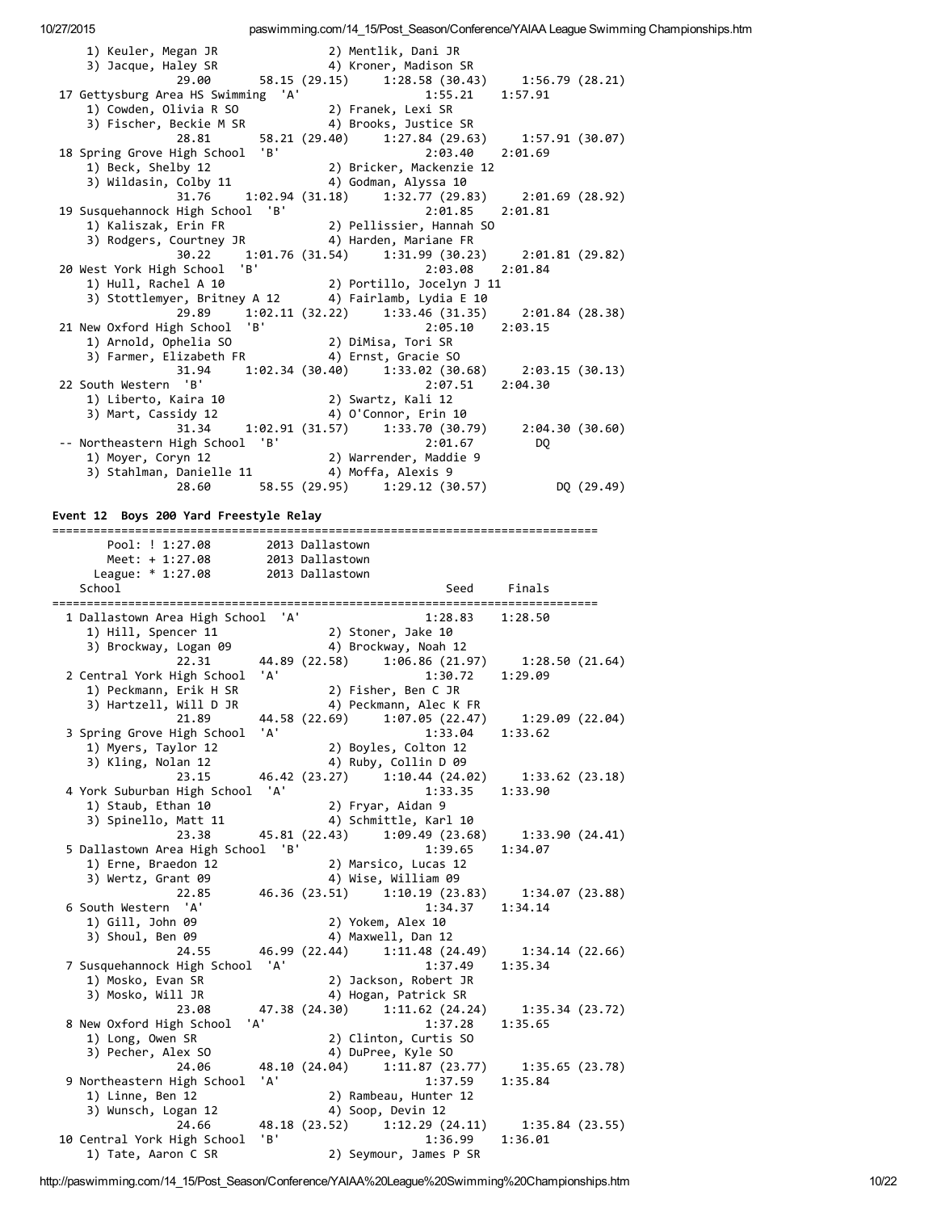```
    1) Keuler, Megan JR               2) Mentlik, Dani JR
    3) Jacque, Haley SR               4) Kroner, Madison SR
               29.00       58.15 (29.15)     1:28.58 (30.43)     1:56.79 (28.21)
 17 Gettysburg Area HS Swimming  'A'               1:55.21    1:57.91
    1) Cowden, Olivia R SO            2) Franek, Lexi SR
    3) Fischer, Beckie M SR           4) Brooks, Justice SR
               28.81       58.21 (29.40)     1:27.84 (29.63)     1:57.91 (30.07)
 18 Spring Grove High School  'B'                  2:03.40    2:01.69
    1) Beck, Shelby 12                2) Bricker, Mackenzie 12
    3) Wildasin, Colby 11             4) Godman, Alyssa 10
               31.76     1:02.94 (31.18)     1:32.77 (29.83)     2:01.69 (28.92)
 19 Susquehannock High School  'B'                 2:01.85    2:01.81
    1) Kaliszak, Erin FR              2) Pellissier, Hannah SO
    3) Rodgers, Courtney JR           4) Harden, Mariane FR
               30.22     1:01.76 (31.54)     1:31.99 (30.23)     2:01.81 (29.82)
 20 West York High School  'B'                     2:03.08    2:01.84
    1) Hull, Rachel A 10              2) Portillo, Jocelyn J 11
    3) Stottlemyer, Britney A 12      4) Fairlamb, Lydia E 10
               29.89     1:02.11 (32.22)     1:33.46 (31.35)     2:01.84 (28.38)
 21 New Oxford High School  'B'                    2:05.10    2:03.15
    1) Arnold, Ophelia SO             2) DiMisa, Tori SR
    3) Farmer, Elizabeth FR           4) Ernst, Gracie SO
               31.94     1:02.34 (30.40)     1:33.02 (30.68)     2:03.15 (30.13)
 22 South Western  'B'                             2:07.51    2:04.30
    1) Liberto, Kaira 10              2) Swartz, Kali 12
    3) Mart, Cassidy 12               4) O'Connor, Erin 10
               31.34     1:02.91 (31.57)     1:33.70 (30.79)     2:04.30 (30.60)
 -- Northeastern High School  'B'                  2:01.67         DQ
    1) Moyer, Coryn 12                2) Warrender, Maddie 9
    3) Stahlman, Danielle 11          4) Moffa, Alexis 9
               28.60       58.55 (29.95)     1:29.12 (30.57)          DQ (29.49)
```

## Event 12  Boys 200 Yard Freestyle Relay

```
===============================================================================
       Pool: ! 1:27.08        2013 Dallastown
       Meet: + 1:27.08        2013 Dallastown
     League: * 1:27.08        2013 Dallastown
   School                                          Seed     Finals
===============================================================================
  1 Dallastown Area High School  'A'               1:28.83    1:28.50
    1) Hill, Spencer 11               2) Stoner, Jake 10
    3) Brockway, Logan 09             4) Brockway, Noah 12
               22.31       44.89 (22.58)     1:06.86 (21.97)     1:28.50 (21.64)
  2 Central York High School  'A'                  1:30.72    1:29.09
    1) Peckmann, Erik H SR            2) Fisher, Ben C JR
    3) Hartzell, Will D JR            4) Peckmann, Alec K FR
               21.89       44.58 (22.69)     1:07.05 (22.47)     1:29.09 (22.04)
  3 Spring Grove High School  'A'                  1:33.04    1:33.62
    1) Myers, Taylor 12               2) Boyles, Colton 12
    3) Kling, Nolan 12                4) Ruby, Collin D 09
               23.15       46.42 (23.27)     1:10.44 (24.02)     1:33.62 (23.18)
  4 York Suburban High School  'A'                 1:33.35    1:33.90
    1) Staub, Ethan 10                2) Fryar, Aidan 9
    3) Spinello, Matt 11              4) Schmittle, Karl 10
               23.38       45.81 (22.43)     1:09.49 (23.68)     1:33.90 (24.41)
  5 Dallastown Area High School  'B'               1:39.65    1:34.07
    1) Erne, Braedon 12               2) Marsico, Lucas 12
    3) Wertz, Grant 09                4) Wise, William 09
               22.85       46.36 (23.51)     1:10.19 (23.83)     1:34.07 (23.88)
  6 South Western  'A'                             1:34.37    1:34.14
    1) Gill, John 09                  2) Yokem, Alex 10
    3) Shoul, Ben 09                  4) Maxwell, Dan 12
               24.55       46.99 (22.44)     1:11.48 (24.49)     1:34.14 (22.66)
  7 Susquehannock High School  'A'                 1:37.49    1:35.34
    1) Mosko, Evan SR                 2) Jackson, Robert JR
    3) Mosko, Will JR                 4) Hogan, Patrick SR
               23.08       47.38 (24.30)     1:11.62 (24.24)     1:35.34 (23.72)
  8 New Oxford High School  'A'                    1:37.28    1:35.65
    1) Long, Owen SR                  2) Clinton, Curtis SO
    3) Pecher, Alex SO                4) DuPree, Kyle SO
               24.06       48.10 (24.04)     1:11.87 (23.77)     1:35.65 (23.78)
  9 Northeastern High School  'A'                  1:37.59    1:35.84
    1) Linne, Ben 12                  2) Rambeau, Hunter 12
    3) Wunsch, Logan 12               4) Soop, Devin 12
               24.66       48.18 (23.52)     1:12.29 (24.11)     1:35.84 (23.55)
 10 Central York High School  'B'                  1:36.99    1:36.01
    1) Tate, Aaron C SR               2) Seymour, James P SR
```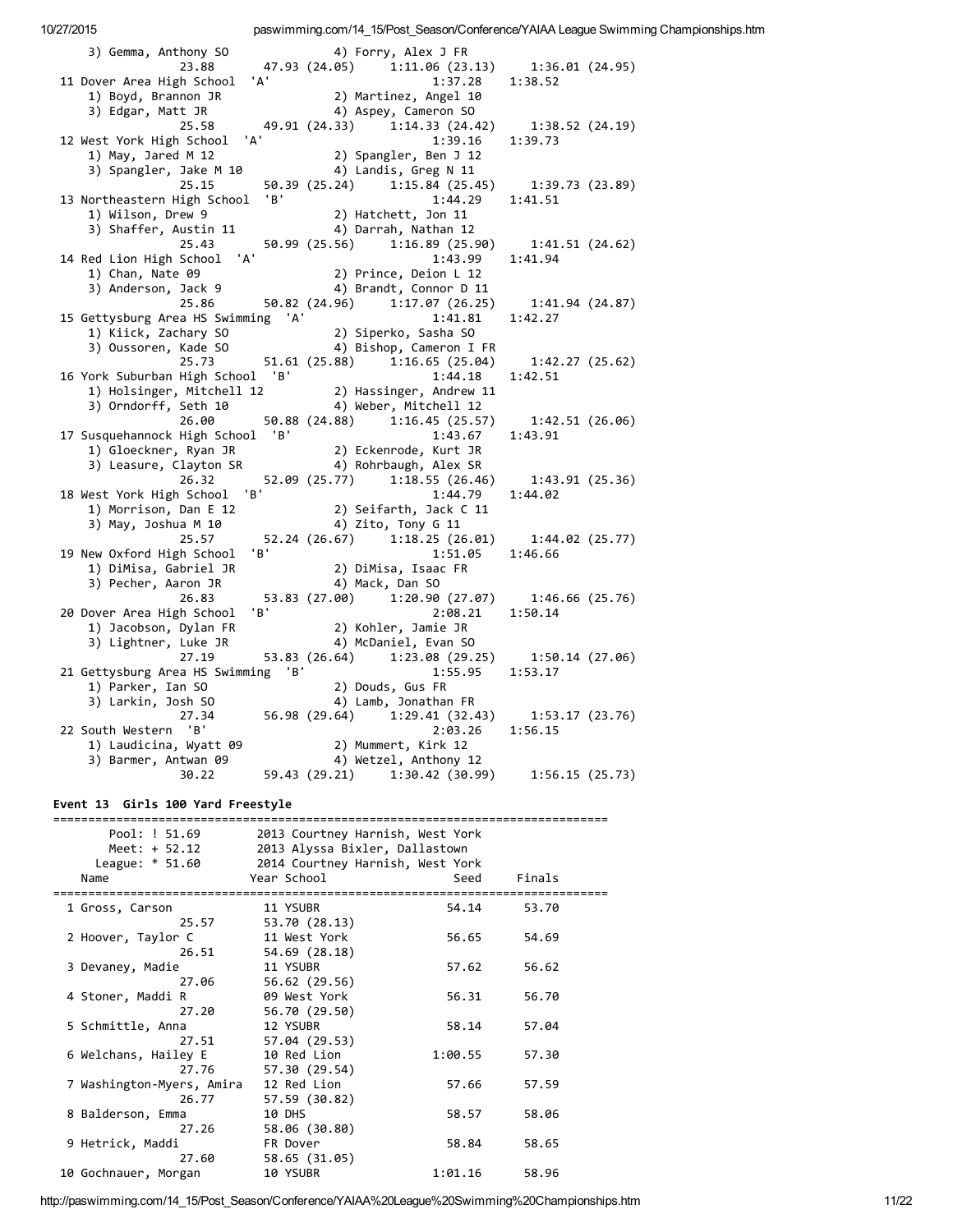```
    3) Gemma, Anthony SO              4) Forry, Alex J FR
              23.88      47.93 (24.05)     1:11.06 (23.13)     1:36.01 (24.95)
 11 Dover Area High School  'A'                     1:37.28    1:38.52
    1) Boyd, Brannon JR               2) Martinez, Angel 10
    3) Edgar, Matt JR                 4) Aspey, Cameron SO
              25.58      49.91 (24.33)     1:14.33 (24.42)     1:38.52 (24.19)
 12 West York High School  'A'                      1:39.16    1:39.73
    1) May, Jared M 12                2) Spangler, Ben J 12
    3) Spangler, Jake M 10            4) Landis, Greg N 11
              25.15      50.39 (25.24)     1:15.84 (25.45)     1:39.73 (23.89)
 13 Northeastern High School  'B'                   1:44.29    1:41.51
    1) Wilson, Drew 9                 2) Hatchett, Jon 11
    3) Shaffer, Austin 11             4) Darrah, Nathan 12
              25.43      50.99 (25.56)     1:16.89 (25.90)     1:41.51 (24.62)
 14 Red Lion High School  'A'                       1:43.99    1:41.94
    1) Chan, Nate 09                  2) Prince, Deion L 12
    3) Anderson, Jack 9               4) Brandt, Connor D 11
              25.86      50.82 (24.96)     1:17.07 (26.25)     1:41.94 (24.87)
 15 Gettysburg Area HS Swimming  'A'                1:41.81    1:42.27
    1) Kiick, Zachary SO              2) Siperko, Sasha SO
    3) Oussoren, Kade SO              4) Bishop, Cameron I FR
              25.73      51.61 (25.88)     1:16.65 (25.04)     1:42.27 (25.62)
 16 York Suburban High School  'B'                  1:44.18    1:42.51
    1) Holsinger, Mitchell 12         2) Hassinger, Andrew 11
    3) Orndorff, Seth 10              4) Weber, Mitchell 12
              26.00      50.88 (24.88)     1:16.45 (25.57)     1:42.51 (26.06)
 17 Susquehannock High School  'B'                  1:43.67    1:43.91
    1) Gloeckner, Ryan JR             2) Eckenrode, Kurt JR
    3) Leasure, Clayton SR            4) Rohrbaugh, Alex SR
              26.32      52.09 (25.77)     1:18.55 (26.46)     1:43.91 (25.36)
 18 West York High School  'B'                      1:44.79    1:44.02
    1) Morrison, Dan E 12             2) Seifarth, Jack C 11
    3) May, Joshua M 10               4) Zito, Tony G 11
              25.57      52.24 (26.67)     1:18.25 (26.01)     1:44.02 (25.77)
 19 New Oxford High School  'B'                     1:51.05    1:46.66
    1) DiMisa, Gabriel JR             2) DiMisa, Isaac FR
    3) Pecher, Aaron JR               4) Mack, Dan SO
              26.83      53.83 (27.00)     1:20.90 (27.07)     1:46.66 (25.76)
 20 Dover Area High School  'B'                     2:08.21    1:50.14
    1) Jacobson, Dylan FR             2) Kohler, Jamie JR
    3) Lightner, Luke JR              4) McDaniel, Evan SO
              27.19      53.83 (26.64)     1:23.08 (29.25)     1:50.14 (27.06)
 21 Gettysburg Area HS Swimming  'B'                1:55.95    1:53.17
    1) Parker, Ian SO                 2) Douds, Gus FR
    3) Larkin, Josh SO                4) Lamb, Jonathan FR
              27.34      56.98 (29.64)     1:29.41 (32.43)     1:53.17 (23.76)
 22 South Western  'B'                              2:03.26    1:56.15
    1) Laudicina, Wyatt 09            2) Mummert, Kirk 12
    3) Barmer, Antwan 09              4) Wetzel, Anthony 12
              30.22      59.43 (29.21)     1:30.42 (30.99)     1:56.15 (25.73)
```

**Event 13 Girls 100 Yard Freestyle**

```
===============================================================================
      Pool: ! 51.69        2013 Courtney Harnish, West York
      Meet: + 52.12        2013 Alyssa Bixler, Dallastown
    League: * 51.60        2014 Courtney Harnish, West York
    Name                  Year School               Seed     Finals
===============================================================================
  1 Gross, Carson          11 YSUBR                54.14      53.70
              25.57      53.70 (28.13)
  2 Hoover, Taylor C       11 West York            56.65      54.69
              26.51      54.69 (28.18)
  3 Devaney, Madie         11 YSUBR                57.62      56.62
              27.06      56.62 (29.56)
  4 Stoner, Maddi R        09 West York            56.31      56.70
              27.20      56.70 (29.50)
  5 Schmittle, Anna        12 YSUBR                58.14      57.04
              27.51      57.04 (29.53)
  6 Welchans, Hailey E     10 Red Lion           1:00.55      57.30
              27.76      57.30 (29.54)
  7 Washington-Myers, Amira  12 Red Lion           57.66      57.59
              26.77      57.59 (30.82)
  8 Balderson, Emma        10 DHS                  58.57      58.06
              27.26      58.06 (30.80)
  9 Hetrick, Maddi         FR Dover                58.84      58.65
              27.60      58.65 (31.05)
 10 Gochnauer, Morgan      10 YSUBR              1:01.16      58.96
```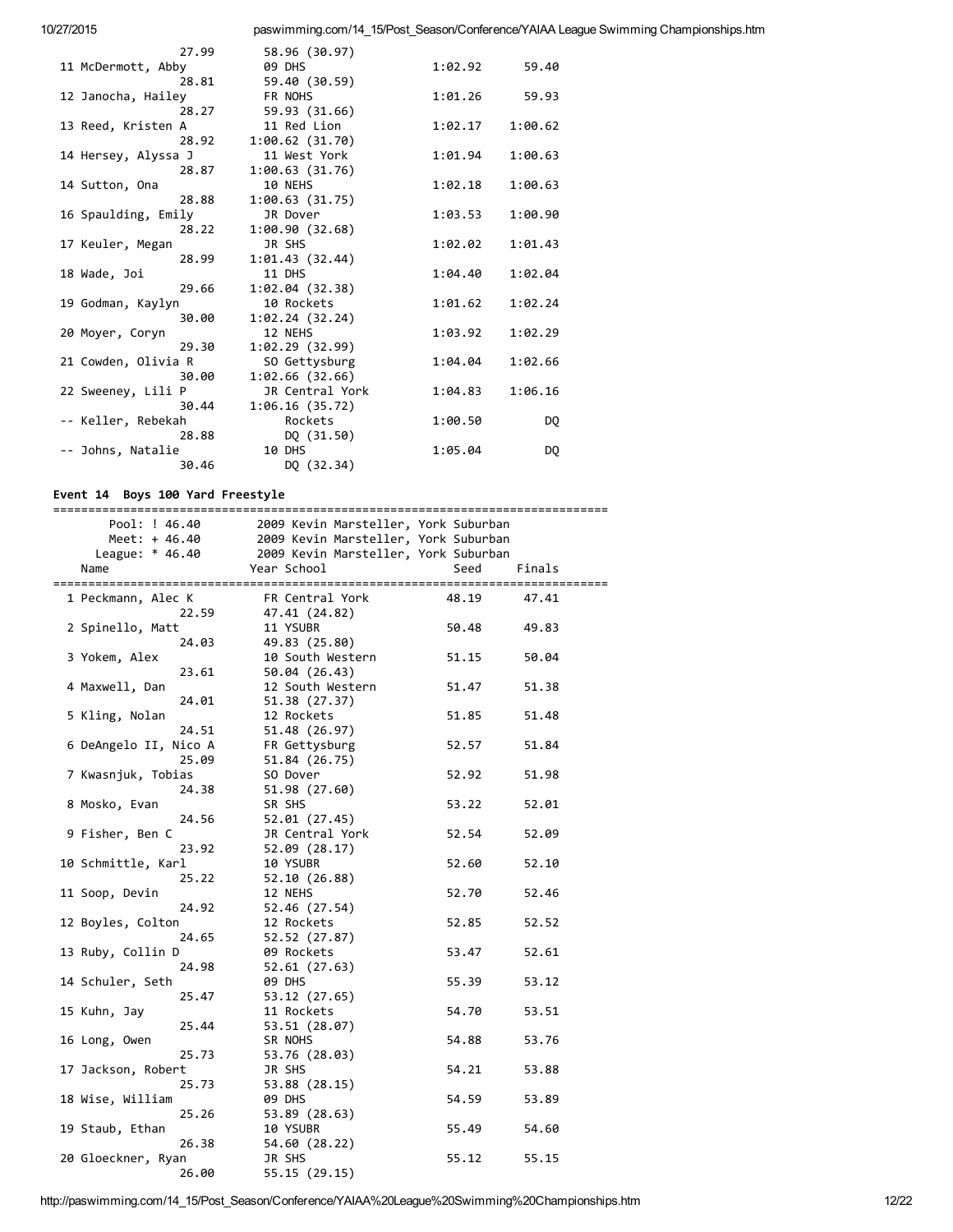| Name | Year School | Seed | Finals |
|---|---|---|---|
| 27.99 | 58.96 (30.97) | | |
| 11 McDermott, Abby | 09 DHS | 1:02.92 | 59.40 |
| 28.81 | 59.40 (30.59) | | |
| 12 Janocha, Hailey | FR NOHS | 1:01.26 | 59.93 |
| 28.27 | 59.93 (31.66) | | |
| 13 Reed, Kristen A | 11 Red Lion | 1:02.17 | 1:00.62 |
| 28.92 | 1:00.62 (31.70) | | |
| 14 Hersey, Alyssa J | 11 West York | 1:01.94 | 1:00.63 |
| 28.87 | 1:00.63 (31.76) | | |
| 14 Sutton, Ona | 10 NEHS | 1:02.18 | 1:00.63 |
| 28.88 | 1:00.63 (31.75) | | |
| 16 Spaulding, Emily | JR Dover | 1:03.53 | 1:00.90 |
| 28.22 | 1:00.90 (32.68) | | |
| 17 Keuler, Megan | JR SHS | 1:02.02 | 1:01.43 |
| 28.99 | 1:01.43 (32.44) | | |
| 18 Wade, Joi | 11 DHS | 1:04.40 | 1:02.04 |
| 29.66 | 1:02.04 (32.38) | | |
| 19 Godman, Kaylyn | 10 Rockets | 1:01.62 | 1:02.24 |
| 30.00 | 1:02.24 (32.24) | | |
| 20 Moyer, Coryn | 12 NEHS | 1:03.92 | 1:02.29 |
| 29.30 | 1:02.29 (32.99) | | |
| 21 Cowden, Olivia R | SO Gettysburg | 1:04.04 | 1:02.66 |
| 30.00 | 1:02.66 (32.66) | | |
| 22 Sweeney, Lili P | JR Central York | 1:04.83 | 1:06.16 |
| 30.44 | 1:06.16 (35.72) | | |
| -- Keller, Rebekah | Rockets | 1:00.50 | DQ |
| 28.88 | DQ (31.50) | | |
| -- Johns, Natalie | 10 DHS | 1:05.04 | DQ |
| 30.46 | DQ (32.34) | | |

**Event 14 Boys 100 Yard Freestyle**

Pool: ! 46.40 — 2009 Kevin Marsteller, York Suburban
Meet: + 46.40 — 2009 Kevin Marsteller, York Suburban
League: * 46.40 — 2009 Kevin Marsteller, York Suburban

| Name | Year School | Seed | Finals |
|---|---|---|---|
| 1 Peckmann, Alec K | FR Central York | 48.19 | 47.41 |
| 22.59 | 47.41 (24.82) | | |
| 2 Spinello, Matt | 11 YSUBR | 50.48 | 49.83 |
| 24.03 | 49.83 (25.80) | | |
| 3 Yokem, Alex | 10 South Western | 51.15 | 50.04 |
| 23.61 | 50.04 (26.43) | | |
| 4 Maxwell, Dan | 12 South Western | 51.47 | 51.38 |
| 24.01 | 51.38 (27.37) | | |
| 5 Kling, Nolan | 12 Rockets | 51.85 | 51.48 |
| 24.51 | 51.48 (26.97) | | |
| 6 DeAngelo II, Nico A | FR Gettysburg | 52.57 | 51.84 |
| 25.09 | 51.84 (26.75) | | |
| 7 Kwasnjuk, Tobias | SO Dover | 52.92 | 51.98 |
| 24.38 | 51.98 (27.60) | | |
| 8 Mosko, Evan | SR SHS | 53.22 | 52.01 |
| 24.56 | 52.01 (27.45) | | |
| 9 Fisher, Ben C | JR Central York | 52.54 | 52.09 |
| 23.92 | 52.09 (28.17) | | |
| 10 Schmittle, Karl | 10 YSUBR | 52.60 | 52.10 |
| 25.22 | 52.10 (26.88) | | |
| 11 Soop, Devin | 12 NEHS | 52.70 | 52.46 |
| 24.92 | 52.46 (27.54) | | |
| 12 Boyles, Colton | 12 Rockets | 52.85 | 52.52 |
| 24.65 | 52.52 (27.87) | | |
| 13 Ruby, Collin D | 09 Rockets | 53.47 | 52.61 |
| 24.98 | 52.61 (27.63) | | |
| 14 Schuler, Seth | 09 DHS | 55.39 | 53.12 |
| 25.47 | 53.12 (27.65) | | |
| 15 Kuhn, Jay | 11 Rockets | 54.70 | 53.51 |
| 25.44 | 53.51 (28.07) | | |
| 16 Long, Owen | SR NOHS | 54.88 | 53.76 |
| 25.73 | 53.76 (28.03) | | |
| 17 Jackson, Robert | JR SHS | 54.21 | 53.88 |
| 25.73 | 53.88 (28.15) | | |
| 18 Wise, William | 09 DHS | 54.59 | 53.89 |
| 25.26 | 53.89 (28.63) | | |
| 19 Staub, Ethan | 10 YSUBR | 55.49 | 54.60 |
| 26.38 | 54.60 (28.22) | | |
| 20 Gloeckner, Ryan | JR SHS | 55.12 | 55.15 |
| 26.00 | 55.15 (29.15) | | |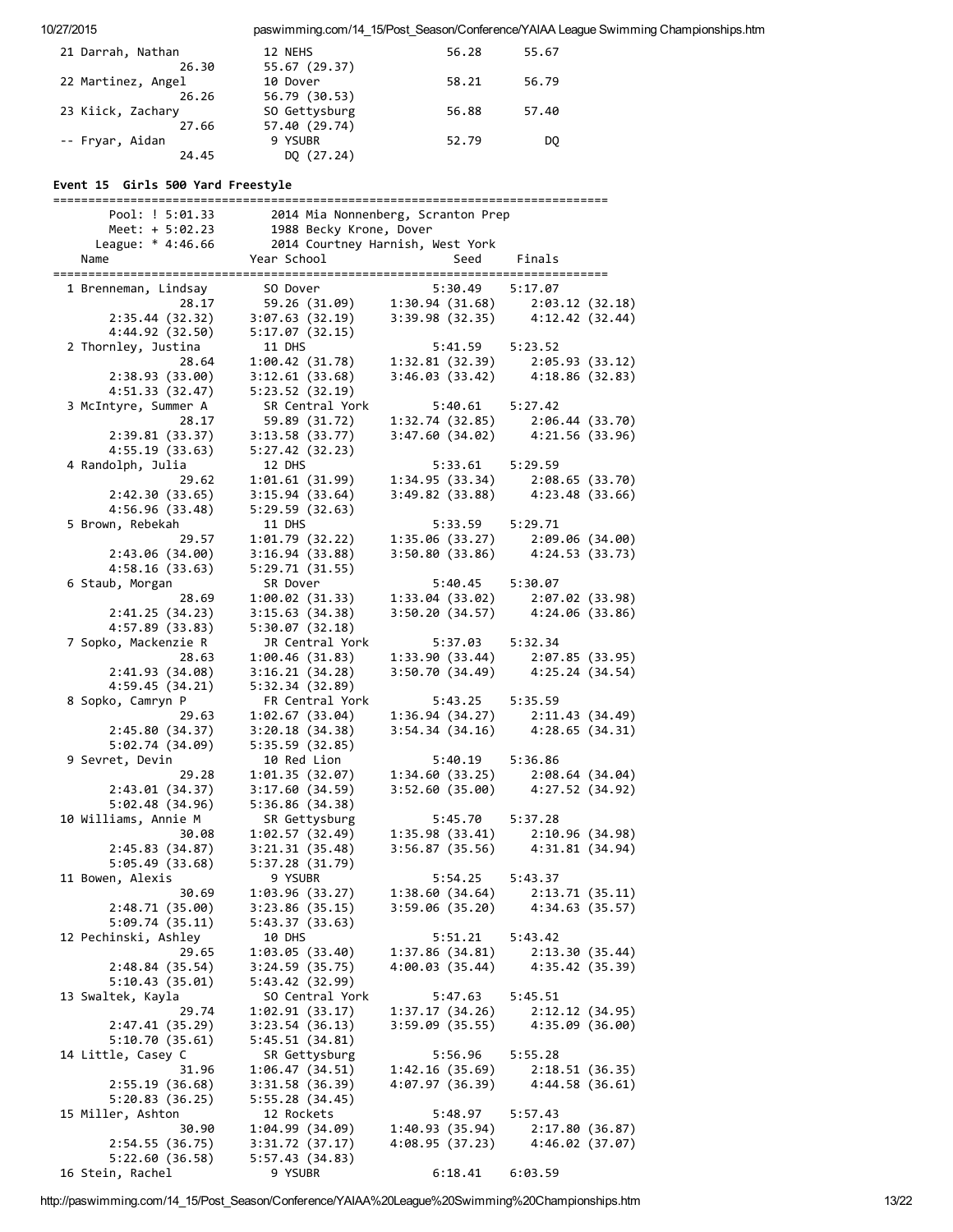```
 21 Darrah, Nathan           12 NEHS                    56.28      55.67
                 26.30       55.67 (29.37)
 22 Martinez, Angel          10 Dover                   58.21      56.79
                 26.26       56.79 (30.53)
 23 Kiick, Zachary           SO Gettysburg              56.88      57.40
                 27.66       57.40 (29.74)
 -- Fryar, Aidan              9 YSUBR                   52.79         DQ
                 24.45          DQ (27.24)
```

### Event 15 Girls 500 Yard Freestyle

```
===========================================================================
       Pool: ! 5:01.33       2014 Mia Nonnenberg, Scranton Prep
       Meet: + 5:02.23       1988 Becky Krone, Dover
     League: * 4:46.66       2014 Courtney Harnish, West York
    Name                    Year School                 Seed     Finals
===========================================================================
  1 Brenneman, Lindsay       SO Dover                 5:30.49    5:17.07
                 28.17       59.26 (31.09)     1:30.94 (31.68)     2:03.12 (32.18)
       2:35.44 (32.32)     3:07.63 (32.19)     3:39.98 (32.35)     4:12.42 (32.44)
       4:44.92 (32.50)     5:17.07 (32.15)
  2 Thornley, Justina        11 DHS                   5:41.59    5:23.52
                 28.64     1:00.42 (31.78)     1:32.81 (32.39)     2:05.93 (33.12)
       2:38.93 (33.00)     3:12.61 (33.68)     3:46.03 (33.42)     4:18.86 (32.83)
       4:51.33 (32.47)     5:23.52 (32.19)
  3 McIntyre, Summer A       SR Central York          5:40.61    5:27.42
                 28.17       59.89 (31.72)     1:32.74 (32.85)     2:06.44 (33.70)
       2:39.81 (33.37)     3:13.58 (33.77)     3:47.60 (34.02)     4:21.56 (33.96)
       4:55.19 (33.63)     5:27.42 (32.23)
  4 Randolph, Julia          12 DHS                   5:33.61    5:29.59
                 29.62     1:01.61 (31.99)     1:34.95 (33.34)     2:08.65 (33.70)
       2:42.30 (33.65)     3:15.94 (33.64)     3:49.82 (33.88)     4:23.48 (33.66)
       4:56.96 (33.48)     5:29.59 (32.63)
  5 Brown, Rebekah           11 DHS                   5:33.59    5:29.71
                 29.57     1:01.79 (32.22)     1:35.06 (33.27)     2:09.06 (34.00)
       2:43.06 (34.00)     3:16.94 (33.88)     3:50.80 (33.86)     4:24.53 (33.73)
       4:58.16 (33.63)     5:29.71 (31.55)
  6 Staub, Morgan            SR Dover                 5:40.45    5:30.07
                 28.69     1:00.02 (31.33)     1:33.04 (33.02)     2:07.02 (33.98)
       2:41.25 (34.23)     3:15.63 (34.38)     3:50.20 (34.57)     4:24.06 (33.86)
       4:57.89 (33.83)     5:30.07 (32.18)
  7 Sopko, Mackenzie R       JR Central York          5:37.03    5:32.34
                 28.63     1:00.46 (31.83)     1:33.90 (33.44)     2:07.85 (33.95)
       2:41.93 (34.08)     3:16.21 (34.28)     3:50.70 (34.49)     4:25.24 (34.54)
       4:59.45 (34.21)     5:32.34 (32.89)
  8 Sopko, Camryn P          FR Central York          5:43.25    5:35.59
                 29.63     1:02.67 (33.04)     1:36.94 (34.27)     2:11.43 (34.49)
       2:45.80 (34.37)     3:20.18 (34.38)     3:54.34 (34.16)     4:28.65 (34.31)
       5:02.74 (34.09)     5:35.59 (32.85)
  9 Sevret, Devin            10 Red Lion              5:40.19    5:36.86
                 29.28     1:01.35 (32.07)     1:34.60 (33.25)     2:08.64 (34.04)
       2:43.01 (34.37)     3:17.60 (34.59)     3:52.60 (35.00)     4:27.52 (34.92)
       5:02.48 (34.96)     5:36.86 (34.38)
 10 Williams, Annie M        SR Gettysburg            5:45.70    5:37.28
                 30.08     1:02.57 (32.49)     1:35.98 (33.41)     2:10.96 (34.98)
       2:45.83 (34.87)     3:21.31 (35.48)     3:56.87 (35.56)     4:31.81 (34.94)
       5:05.49 (33.68)     5:37.28 (31.79)
 11 Bowen, Alexis             9 YSUBR                 5:54.25    5:43.37
                 30.69     1:03.96 (33.27)     1:38.60 (34.64)     2:13.71 (35.11)
       2:48.71 (35.00)     3:23.86 (35.15)     3:59.06 (35.20)     4:34.63 (35.57)
       5:09.74 (35.11)     5:43.37 (33.63)
 12 Pechinski, Ashley        10 DHS                   5:51.21    5:43.42
                 29.65     1:03.05 (33.40)     1:37.86 (34.81)     2:13.30 (35.44)
       2:48.84 (35.54)     3:24.59 (35.75)     4:00.03 (35.44)     4:35.42 (35.39)
       5:10.43 (35.01)     5:43.42 (32.99)
 13 Swaltek, Kayla           SO Central York          5:47.63    5:45.51
                 29.74     1:02.91 (33.17)     1:37.17 (34.26)     2:12.12 (34.95)
       2:47.41 (35.29)     3:23.54 (36.13)     3:59.09 (35.55)     4:35.09 (36.00)
       5:10.70 (35.61)     5:45.51 (34.81)
 14 Little, Casey C          SR Gettysburg            5:56.96    5:55.28
                 31.96     1:06.47 (34.51)     1:42.16 (35.69)     2:18.51 (36.35)
       2:55.19 (36.68)     3:31.58 (36.39)     4:07.97 (36.39)     4:44.58 (36.61)
       5:20.83 (36.25)     5:55.28 (34.45)
 15 Miller, Ashton           12 Rockets               5:48.97    5:57.43
                 30.90     1:04.99 (34.09)     1:40.93 (35.94)     2:17.80 (36.87)
       2:54.55 (36.75)     3:31.72 (37.17)     4:08.95 (37.23)     4:46.02 (37.07)
       5:22.60 (36.58)     5:57.43 (34.83)
 16 Stein, Rachel             9 YSUBR                 6:18.41    6:03.59
```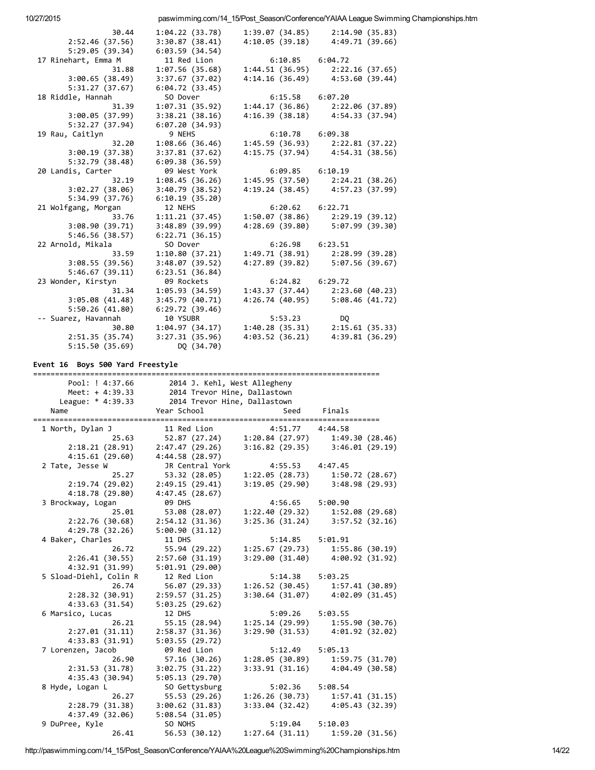```
                30.44      1:04.22 (33.78)     1:39.07 (34.85)     2:14.90 (35.83)
        2:52.46 (37.56)    3:30.87 (38.41)     4:10.05 (39.18)     4:49.71 (39.66)
        5:29.05 (39.34)    6:03.59 (34.54)
 17 Rinehart, Emma M        11 Red Lion              6:10.85    6:04.72
                31.88      1:07.56 (35.68)     1:44.51 (36.95)     2:22.16 (37.65)
        3:00.65 (38.49)    3:37.67 (37.02)     4:14.16 (36.49)     4:53.60 (39.44)
        5:31.27 (37.67)    6:04.72 (33.45)
 18 Riddle, Hannah          SO Dover                 6:15.58    6:07.20
                31.39      1:07.31 (35.92)     1:44.17 (36.86)     2:22.06 (37.89)
        3:00.05 (37.99)    3:38.21 (38.16)     4:16.39 (38.18)     4:54.33 (37.94)
        5:32.27 (37.94)    6:07.20 (34.93)
 19 Rau, Caitlyn            9 NEHS                   6:10.78    6:09.38
                32.20      1:08.66 (36.46)     1:45.59 (36.93)     2:22.81 (37.22)
        3:00.19 (37.38)    3:37.81 (37.62)     4:15.75 (37.94)     4:54.31 (38.56)
        5:32.79 (38.48)    6:09.38 (36.59)
 20 Landis, Carter          09 West York             6:09.85    6:10.19
                32.19      1:08.45 (36.26)     1:45.95 (37.50)     2:24.21 (38.26)
        3:02.27 (38.06)    3:40.79 (38.52)     4:19.24 (38.45)     4:57.23 (37.99)
        5:34.99 (37.76)    6:10.19 (35.20)
 21 Wolfgang, Morgan        12 NEHS                  6:20.62    6:22.71
                33.76      1:11.21 (37.45)     1:50.07 (38.86)     2:29.19 (39.12)
        3:08.90 (39.71)    3:48.89 (39.99)     4:28.69 (39.80)     5:07.99 (39.30)
        5:46.56 (38.57)    6:22.71 (36.15)
 22 Arnold, Mikala          SO Dover                 6:26.98    6:23.51
                33.59      1:10.80 (37.21)     1:49.71 (38.91)     2:28.99 (39.28)
        3:08.55 (39.56)    3:48.07 (39.52)     4:27.89 (39.82)     5:07.56 (39.67)
        5:46.67 (39.11)    6:23.51 (36.84)
 23 Wonder, Kirstyn         09 Rockets               6:24.82    6:29.72
                31.34      1:05.93 (34.59)     1:43.37 (37.44)     2:23.60 (40.23)
        3:05.08 (41.48)    3:45.79 (40.71)     4:26.74 (40.95)     5:08.46 (41.72)
        5:50.26 (41.80)    6:29.72 (39.46)
 -- Suarez, Havannah        10 YSUBR                 5:53.23         DQ
                30.80      1:04.97 (34.17)     1:40.28 (35.31)     2:15.61 (35.33)
        2:51.35 (35.74)    3:27.31 (35.96)     4:03.52 (36.21)     4:39.81 (36.29)
        5:15.50 (35.69)         DQ (34.70)
```

**Event 16  Boys 500 Yard Freestyle**

```
===============================================================================
       Pool: ! 4:37.66        2014 J. Kehl, West Allegheny
       Meet: + 4:39.33        2014 Trevor Hine, Dallastown
     League: * 4:39.33        2014 Trevor Hine, Dallastown
    Name                    Year School                 Seed     Finals
===============================================================================
  1 North, Dylan J          11 Red Lion              4:51.77    4:44.58
                25.63        52.87 (27.24)     1:20.84 (27.97)     1:49.30 (28.46)
        2:18.21 (28.91)    2:47.47 (29.26)     3:16.82 (29.35)     3:46.01 (29.19)
        4:15.61 (29.60)    4:44.58 (28.97)
  2 Tate, Jesse W           JR Central York          4:55.53    4:47.45
                25.27        53.32 (28.05)     1:22.05 (28.73)     1:50.72 (28.67)
        2:19.74 (29.02)    2:49.15 (29.41)     3:19.05 (29.90)     3:48.98 (29.93)
        4:18.78 (29.80)    4:47.45 (28.67)
  3 Brockway, Logan         09 DHS                   4:56.65    5:00.90
                25.01        53.08 (28.07)     1:22.40 (29.32)     1:52.08 (29.68)
        2:22.76 (30.68)    2:54.12 (31.36)     3:25.36 (31.24)     3:57.52 (32.16)
        4:29.78 (32.26)    5:00.90 (31.12)
  4 Baker, Charles          11 DHS                   5:14.85    5:01.91
                26.72        55.94 (29.22)     1:25.67 (29.73)     1:55.86 (30.19)
        2:26.41 (30.55)    2:57.60 (31.19)     3:29.00 (31.40)     4:00.92 (31.92)
        4:32.91 (31.99)    5:01.91 (29.00)
  5 Sload-Diehl, Colin R    12 Red Lion              5:14.38    5:03.25
                26.74        56.07 (29.33)     1:26.52 (30.45)     1:57.41 (30.89)
        2:28.32 (30.91)    2:59.57 (31.25)     3:30.64 (31.07)     4:02.09 (31.45)
        4:33.63 (31.54)    5:03.25 (29.62)
  6 Marsico, Lucas          12 DHS                   5:09.26    5:03.55
                26.21        55.15 (28.94)     1:25.14 (29.99)     1:55.90 (30.76)
        2:27.01 (31.11)    2:58.37 (31.36)     3:29.90 (31.53)     4:01.92 (32.02)
        4:33.83 (31.91)    5:03.55 (29.72)
  7 Lorenzen, Jacob         09 Red Lion              5:12.49    5:05.13
                26.90        57.16 (30.26)     1:28.05 (30.89)     1:59.75 (31.70)
        2:31.53 (31.78)    3:02.75 (31.22)     3:33.91 (31.16)     4:04.49 (30.58)
        4:35.43 (30.94)    5:05.13 (29.70)
  8 Hyde, Logan L           SO Gettysburg            5:02.36    5:08.54
                26.27        55.53 (29.26)     1:26.26 (30.73)     1:57.41 (31.15)
        2:28.79 (31.38)    3:00.62 (31.83)     3:33.04 (32.42)     4:05.43 (32.39)
        4:37.49 (32.06)    5:08.54 (31.05)
  9 DuPree, Kyle            SO NOHS                  5:19.04    5:10.03
                26.41        56.53 (30.12)     1:27.64 (31.11)     1:59.20 (31.56)
```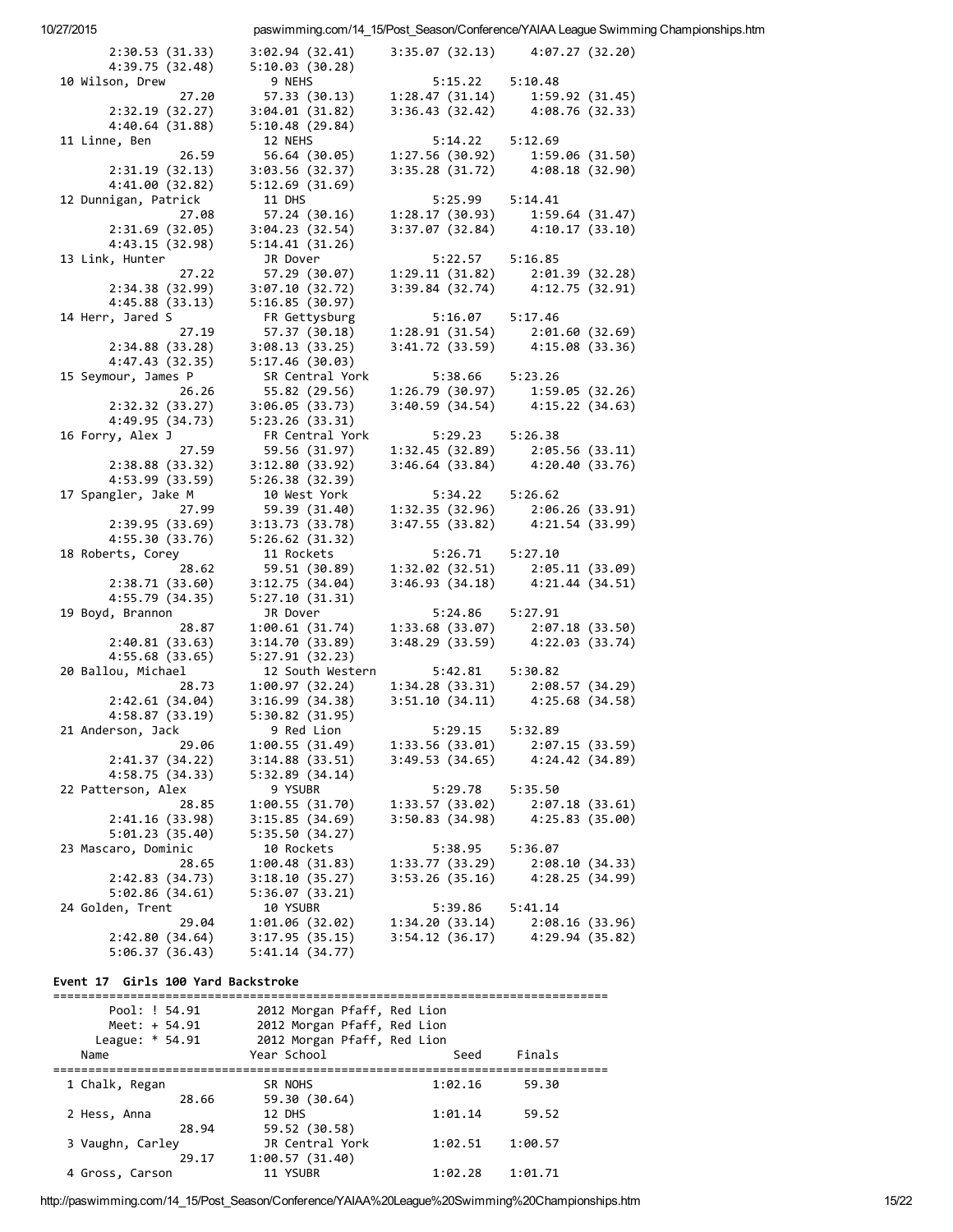```
      2:30.53 (31.33)     3:02.94 (32.41)     3:35.07 (32.13)     4:07.27 (32.20)
      4:39.75 (32.48)     5:10.03 (30.28)
 10 Wilson, Drew           9 NEHS                  5:15.22    5:10.48
               27.20      57.33 (30.13)     1:28.47 (31.14)     1:59.92 (31.45)
      2:32.19 (32.27)     3:04.01 (31.82)     3:36.43 (32.42)     4:08.76 (32.33)
      4:40.64 (31.88)     5:10.48 (29.84)
 11 Linne, Ben            12 NEHS                  5:14.22    5:12.69
               26.59      56.64 (30.05)     1:27.56 (30.92)     1:59.06 (31.50)
      2:31.19 (32.13)     3:03.56 (32.37)     3:35.28 (31.72)     4:08.18 (32.90)
      4:41.00 (32.82)     5:12.69 (31.69)
 12 Dunnigan, Patrick     11 DHS                   5:25.99    5:14.41
               27.08      57.24 (30.16)     1:28.17 (30.93)     1:59.64 (31.47)
      2:31.69 (32.05)     3:04.23 (32.54)     3:37.07 (32.84)     4:10.17 (33.10)
      4:43.15 (32.98)     5:14.41 (31.26)
 13 Link, Hunter          JR Dover                 5:22.57    5:16.85
               27.22      57.29 (30.07)     1:29.11 (31.82)     2:01.39 (32.28)
      2:34.38 (32.99)     3:07.10 (32.72)     3:39.84 (32.74)     4:12.75 (32.91)
      4:45.88 (33.13)     5:16.85 (30.97)
 14 Herr, Jared S         FR Gettysburg            5:16.07    5:17.46
               27.19      57.37 (30.18)     1:28.91 (31.54)     2:01.60 (32.69)
      2:34.88 (33.28)     3:08.13 (33.25)     3:41.72 (33.59)     4:15.08 (33.36)
      4:47.43 (32.35)     5:17.46 (30.03)
 15 Seymour, James P      SR Central York          5:38.66    5:23.26
               26.26      55.82 (29.56)     1:26.79 (30.97)     1:59.05 (32.26)
      2:32.32 (33.27)     3:06.05 (33.73)     3:40.59 (34.54)     4:15.22 (34.63)
      4:49.95 (34.73)     5:23.26 (33.31)
 16 Forry, Alex J         FR Central York          5:29.23    5:26.38
               27.59      59.56 (31.97)     1:32.45 (32.89)     2:05.56 (33.11)
      2:38.88 (33.32)     3:12.80 (33.92)     3:46.64 (33.84)     4:20.40 (33.76)
      4:53.99 (33.59)     5:26.38 (32.39)
 17 Spangler, Jake M      10 West York             5:34.22    5:26.62
               27.99      59.39 (31.40)     1:32.35 (32.96)     2:06.26 (33.91)
      2:39.95 (33.69)     3:13.73 (33.78)     3:47.55 (33.82)     4:21.54 (33.99)
      4:55.30 (33.76)     5:26.62 (31.32)
 18 Roberts, Corey        11 Rockets               5:26.71    5:27.10
               28.62      59.51 (30.89)     1:32.02 (32.51)     2:05.11 (33.09)
      2:38.71 (33.60)     3:12.75 (34.04)     3:46.93 (34.18)     4:21.44 (34.51)
      4:55.79 (34.35)     5:27.10 (31.31)
 19 Boyd, Brannon         JR Dover                 5:24.86    5:27.91
               28.87    1:00.61 (31.74)     1:33.68 (33.07)     2:07.18 (33.50)
      2:40.81 (33.63)     3:14.70 (33.89)     3:48.29 (33.59)     4:22.03 (33.74)
      4:55.68 (33.65)     5:27.91 (32.23)
 20 Ballou, Michael       12 South Western         5:42.81    5:30.82
               28.73    1:00.97 (32.24)     1:34.28 (33.31)     2:08.57 (34.29)
      2:42.61 (34.04)     3:16.99 (34.38)     3:51.10 (34.11)     4:25.68 (34.58)
      4:58.87 (33.19)     5:30.82 (31.95)
 21 Anderson, Jack         9 Red Lion              5:29.15    5:32.89
               29.06    1:00.55 (31.49)     1:33.56 (33.01)     2:07.15 (33.59)
      2:41.37 (34.22)     3:14.88 (33.51)     3:49.53 (34.65)     4:24.42 (34.89)
      4:58.75 (34.33)     5:32.89 (34.14)
 22 Patterson, Alex        9 YSUBR                 5:29.78    5:35.50
               28.85    1:00.55 (31.70)     1:33.57 (33.02)     2:07.18 (33.61)
      2:41.16 (33.98)     3:15.85 (34.69)     3:50.83 (34.98)     4:25.83 (35.00)
      5:01.23 (35.40)     5:35.50 (34.27)
 23 Mascaro, Dominic      10 Rockets               5:38.95    5:36.07
               28.65    1:00.48 (31.83)     1:33.77 (33.29)     2:08.10 (34.33)
      2:42.83 (34.73)     3:18.10 (35.27)     3:53.26 (35.16)     4:28.25 (34.99)
      5:02.86 (34.61)     5:36.07 (33.21)
 24 Golden, Trent         10 YSUBR                 5:39.86    5:41.14
               29.04    1:01.06 (32.02)     1:34.20 (33.14)     2:08.16 (33.96)
      2:42.80 (34.64)     3:17.95 (35.15)     3:54.12 (36.17)     4:29.94 (35.82)
      5:06.37 (36.43)     5:41.14 (34.77)
```

**Event 17  Girls 100 Yard Backstroke**

```
===============================================================================
       Pool: ! 54.91      2012 Morgan Pfaff, Red Lion
       Meet: + 54.91      2012 Morgan Pfaff, Red Lion
     League: * 54.91      2012 Morgan Pfaff, Red Lion
    Name                 Year School                Seed     Finals
===============================================================================
  1 Chalk, Regan          SR NOHS                1:02.16      59.30
               28.66      59.30 (30.64)
  2 Hess, Anna            12 DHS                 1:01.14      59.52
               28.94      59.52 (30.58)
  3 Vaughn, Carley        JR Central York        1:02.51    1:00.57
               29.17    1:00.57 (31.40)
  4 Gross, Carson         11 YSUBR               1:02.28    1:01.71
```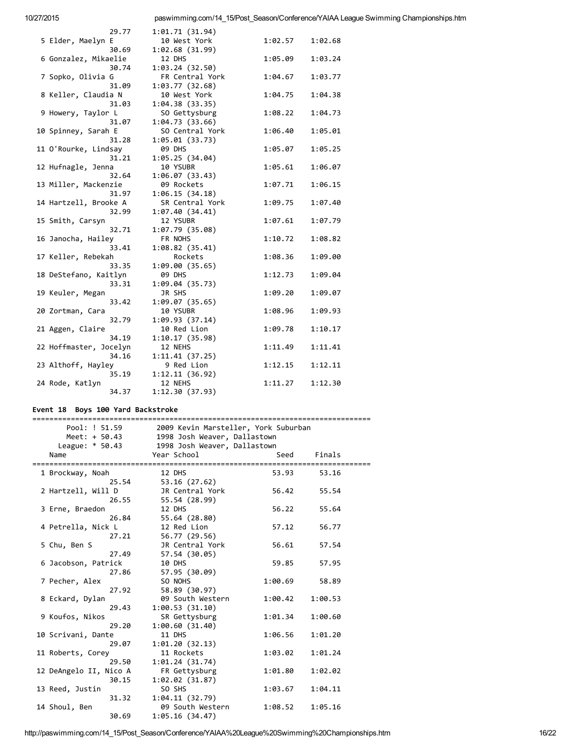```
                 29.77     1:01.71 (31.94)
  5 Elder, Maelyn E          10 West York          1:02.57    1:02.68
                 30.69     1:02.68 (31.99)
  6 Gonzalez, Mikaelie       12 DHS                1:05.09    1:03.24
                 30.74     1:03.24 (32.50)
  7 Sopko, Olivia G          FR Central York       1:04.67    1:03.77
                 31.09     1:03.77 (32.68)
  8 Keller, Claudia N        10 West York          1:04.75    1:04.38
                 31.03     1:04.38 (33.35)
  9 Howery, Taylor L         SO Gettysburg         1:08.22    1:04.73
                 31.07     1:04.73 (33.66)
 10 Spinney, Sarah E         SO Central York       1:06.40    1:05.01
                 31.28     1:05.01 (33.73)
 11 O'Rourke, Lindsay        09 DHS                1:05.07    1:05.25
                 31.21     1:05.25 (34.04)
 12 Hufnagle, Jenna          10 YSUBR              1:05.61    1:06.07
                 32.64     1:06.07 (33.43)
 13 Miller, Mackenzie        09 Rockets            1:07.71    1:06.15
                 31.97     1:06.15 (34.18)
 14 Hartzell, Brooke A       SR Central York       1:09.75    1:07.40
                 32.99     1:07.40 (34.41)
 15 Smith, Carsyn            12 YSUBR              1:07.61    1:07.79
                 32.71     1:07.79 (35.08)
 16 Janocha, Hailey          FR NOHS               1:10.72    1:08.82
                 33.41     1:08.82 (35.41)
 17 Keller, Rebekah             Rockets            1:08.36    1:09.00
                 33.35     1:09.00 (35.65)
 18 DeStefano, Kaitlyn       09 DHS                1:12.73    1:09.04
                 33.31     1:09.04 (35.73)
 19 Keuler, Megan            JR SHS                1:09.20    1:09.07
                 33.42     1:09.07 (35.65)
 20 Zortman, Cara            10 YSUBR              1:08.96    1:09.93
                 32.79     1:09.93 (37.14)
 21 Aggen, Claire            10 Red Lion           1:09.78    1:10.17
                 34.19     1:10.17 (35.98)
 22 Hoffmaster, Jocelyn      12 NEHS               1:11.49    1:11.41
                 34.16     1:11.41 (37.25)
 23 Althoff, Hayley           9 Red Lion           1:12.15    1:12.11
                 35.19     1:12.11 (36.92)
 24 Rode, Katlyn             12 NEHS               1:11.27    1:12.30
                 34.37     1:12.30 (37.93)
```

**Event 18  Boys 100 Yard Backstroke**

```
===============================================================================
       Pool: ! 51.59        2009 Kevin Marsteller, York Suburban
       Meet: + 50.43        1998 Josh Weaver, Dallastown
     League: * 50.43        1998 Josh Weaver, Dallastown
    Name                    Year School               Seed     Finals
===============================================================================
  1 Brockway, Noah           12 DHS                  53.93      53.16
                 25.54     53.16 (27.62)
  2 Hartzell, Will D         JR Central York         56.42      55.54
                 26.55     55.54 (28.99)
  3 Erne, Braedon            12 DHS                  56.22      55.64
                 26.84     55.64 (28.80)
  4 Petrella, Nick L         12 Red Lion             57.12      56.77
                 27.21     56.77 (29.56)
  5 Chu, Ben S               JR Central York         56.61      57.54
                 27.49     57.54 (30.05)
  6 Jacobson, Patrick        10 DHS                  59.85      57.95
                 27.86     57.95 (30.09)
  7 Pecher, Alex             SO NOHS               1:00.69      58.89
                 27.92     58.89 (30.97)
  8 Eckard, Dylan            09 South Western      1:00.42    1:00.53
                 29.43     1:00.53 (31.10)
  9 Koufos, Nikos            SR Gettysburg         1:01.34    1:00.60
                 29.20     1:00.60 (31.40)
 10 Scrivani, Dante          11 DHS                1:06.56    1:01.20
                 29.07     1:01.20 (32.13)
 11 Roberts, Corey           11 Rockets            1:03.02    1:01.24
                 29.50     1:01.24 (31.74)
 12 DeAngelo II, Nico A      FR Gettysburg         1:01.80    1:02.02
                 30.15     1:02.02 (31.87)
 13 Reed, Justin             SO SHS                1:03.67    1:04.11
                 31.32     1:04.11 (32.79)
 14 Shoul, Ben               09 South Western      1:08.52    1:05.16
                 30.69     1:05.16 (34.47)
```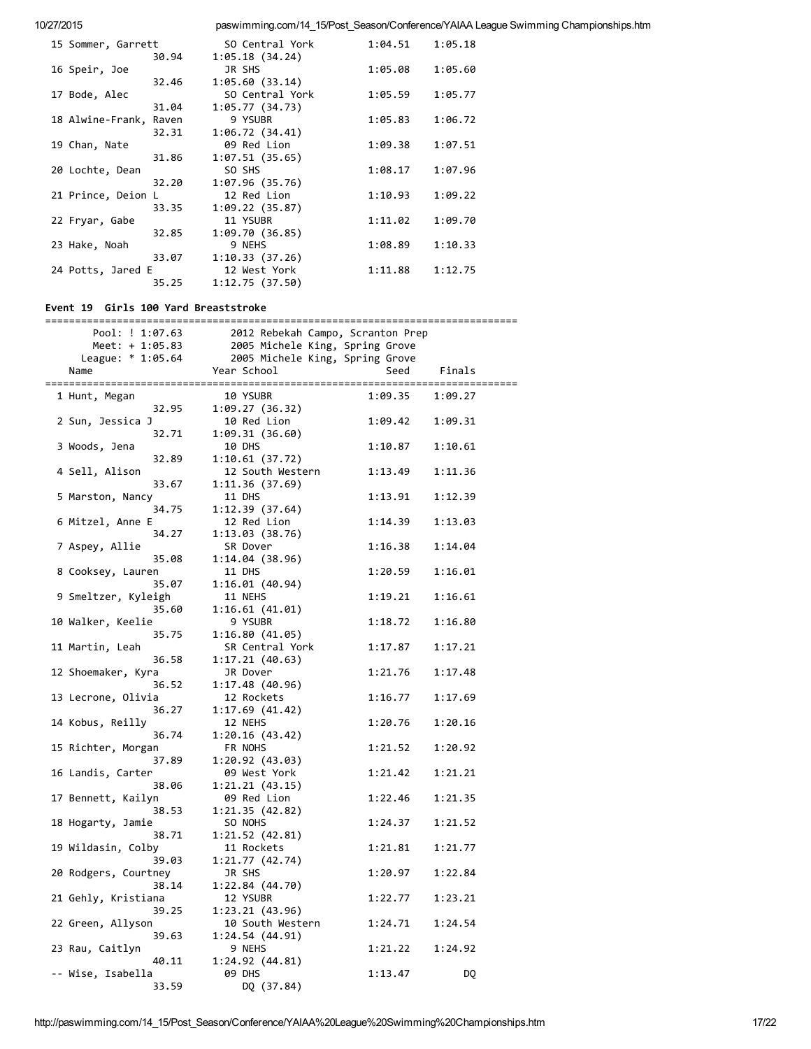| | Name | Year | School | Seed | Finals |
|---|---|---|---|---|---|
| 15 | Sommer, Garrett | SO | Central York | 1:04.51 | 1:05.18 |
| | 30.94 | 1:05.18 (34.24) | | | |
| 16 | Speir, Joe | JR | SHS | 1:05.08 | 1:05.60 |
| | 32.46 | 1:05.60 (33.14) | | | |
| 17 | Bode, Alec | SO | Central York | 1:05.59 | 1:05.77 |
| | 31.04 | 1:05.77 (34.73) | | | |
| 18 | Alwine-Frank, Raven | 9 | YSUBR | 1:05.83 | 1:06.72 |
| | 32.31 | 1:06.72 (34.41) | | | |
| 19 | Chan, Nate | 09 | Red Lion | 1:09.38 | 1:07.51 |
| | 31.86 | 1:07.51 (35.65) | | | |
| 20 | Lochte, Dean | SO | SHS | 1:08.17 | 1:07.96 |
| | 32.20 | 1:07.96 (35.76) | | | |
| 21 | Prince, Deion L | 12 | Red Lion | 1:10.93 | 1:09.22 |
| | 33.35 | 1:09.22 (35.87) | | | |
| 22 | Fryar, Gabe | 11 | YSUBR | 1:11.02 | 1:09.70 |
| | 32.85 | 1:09.70 (36.85) | | | |
| 23 | Hake, Noah | 9 | NEHS | 1:08.89 | 1:10.33 |
| | 33.07 | 1:10.33 (37.26) | | | |
| 24 | Potts, Jared E | 12 | West York | 1:11.88 | 1:12.75 |
| | 35.25 | 1:12.75 (37.50) | | | |

### Event 19 Girls 100 Yard Breaststroke

```
===============================================================================
       Pool: ! 1:07.63        2012 Rebekah Campo, Scranton Prep
       Meet: + 1:05.83        2005 Michele King, Spring Grove
     League: * 1:05.64        2005 Michele King, Spring Grove
```

| | Name | Year | School | Seed | Finals |
|---|---|---|---|---|---|
| 1 | Hunt, Megan | 10 | YSUBR | 1:09.35 | 1:09.27 |
| | 32.95 | 1:09.27 (36.32) | | | |
| 2 | Sun, Jessica J | 10 | Red Lion | 1:09.42 | 1:09.31 |
| | 32.71 | 1:09.31 (36.60) | | | |
| 3 | Woods, Jena | 10 | DHS | 1:10.87 | 1:10.61 |
| | 32.89 | 1:10.61 (37.72) | | | |
| 4 | Sell, Alison | 12 | South Western | 1:13.49 | 1:11.36 |
| | 33.67 | 1:11.36 (37.69) | | | |
| 5 | Marston, Nancy | 11 | DHS | 1:13.91 | 1:12.39 |
| | 34.75 | 1:12.39 (37.64) | | | |
| 6 | Mitzel, Anne E | 12 | Red Lion | 1:14.39 | 1:13.03 |
| | 34.27 | 1:13.03 (38.76) | | | |
| 7 | Aspey, Allie | SR | Dover | 1:16.38 | 1:14.04 |
| | 35.08 | 1:14.04 (38.96) | | | |
| 8 | Cooksey, Lauren | 11 | DHS | 1:20.59 | 1:16.01 |
| | 35.07 | 1:16.01 (40.94) | | | |
| 9 | Smeltzer, Kyleigh | 11 | NEHS | 1:19.21 | 1:16.61 |
| | 35.60 | 1:16.61 (41.01) | | | |
| 10 | Walker, Keelie | 9 | YSUBR | 1:18.72 | 1:16.80 |
| | 35.75 | 1:16.80 (41.05) | | | |
| 11 | Martin, Leah | SR | Central York | 1:17.87 | 1:17.21 |
| | 36.58 | 1:17.21 (40.63) | | | |
| 12 | Shoemaker, Kyra | JR | Dover | 1:21.76 | 1:17.48 |
| | 36.52 | 1:17.48 (40.96) | | | |
| 13 | Lecrone, Olivia | 12 | Rockets | 1:16.77 | 1:17.69 |
| | 36.27 | 1:17.69 (41.42) | | | |
| 14 | Kobus, Reilly | 12 | NEHS | 1:20.76 | 1:20.16 |
| | 36.74 | 1:20.16 (43.42) | | | |
| 15 | Richter, Morgan | FR | NOHS | 1:21.52 | 1:20.92 |
| | 37.89 | 1:20.92 (43.03) | | | |
| 16 | Landis, Carter | 09 | West York | 1:21.42 | 1:21.21 |
| | 38.06 | 1:21.21 (43.15) | | | |
| 17 | Bennett, Kailyn | 09 | Red Lion | 1:22.46 | 1:21.35 |
| | 38.53 | 1:21.35 (42.82) | | | |
| 18 | Hogarty, Jamie | SO | NOHS | 1:24.37 | 1:21.52 |
| | 38.71 | 1:21.52 (42.81) | | | |
| 19 | Wildasin, Colby | 11 | Rockets | 1:21.81 | 1:21.77 |
| | 39.03 | 1:21.77 (42.74) | | | |
| 20 | Rodgers, Courtney | JR | SHS | 1:20.97 | 1:22.84 |
| | 38.14 | 1:22.84 (44.70) | | | |
| 21 | Gehly, Kristiana | 12 | YSUBR | 1:22.77 | 1:23.21 |
| | 39.25 | 1:23.21 (43.96) | | | |
| 22 | Green, Allyson | 10 | South Western | 1:24.71 | 1:24.54 |
| | 39.63 | 1:24.54 (44.91) | | | |
| 23 | Rau, Caitlyn | 9 | NEHS | 1:21.22 | 1:24.92 |
| | 40.11 | 1:24.92 (44.81) | | | |
| -- | Wise, Isabella | 09 | DHS | 1:13.47 | DQ |
| | 33.59 | DQ (37.84) | | | |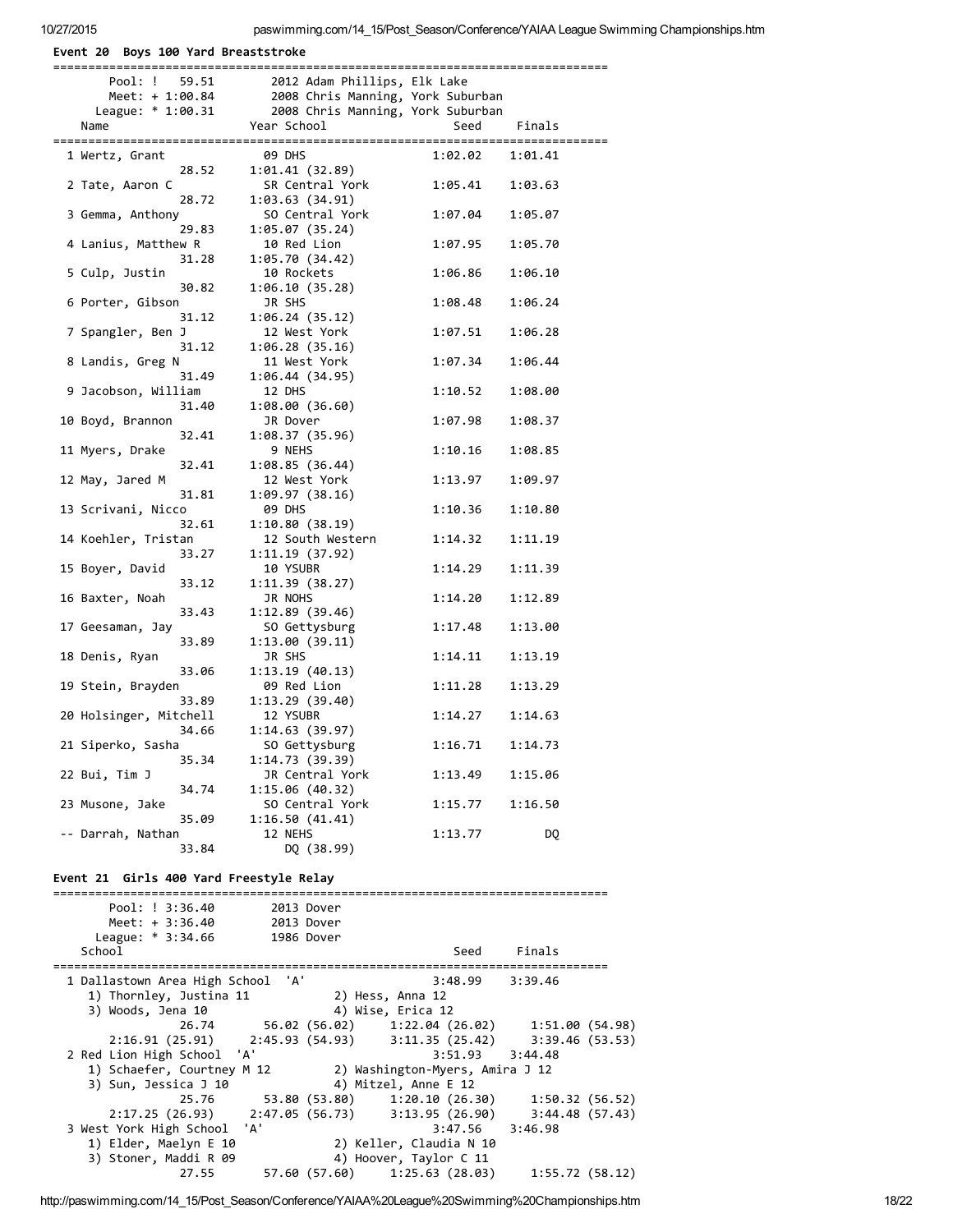**Event 20 Boys 100 Yard Breaststroke**

```
===============================================================================
       Pool: !   59.51        2012 Adam Phillips, Elk Lake
       Meet: + 1:00.84        2008 Chris Manning, York Suburban
     League: * 1:00.31        2008 Chris Manning, York Suburban
    Name                    Year School                 Seed     Finals
===============================================================================
  1 Wertz, Grant             09 DHS                  1:02.02    1:01.41
              28.52     1:01.41 (32.89)
  2 Tate, Aaron C            SR Central York         1:05.41    1:03.63
              28.72     1:03.63 (34.91)
  3 Gemma, Anthony           SO Central York         1:07.04    1:05.07
              29.83     1:05.07 (35.24)
  4 Lanius, Matthew R        10 Red Lion             1:07.95    1:05.70
              31.28     1:05.70 (34.42)
  5 Culp, Justin             10 Rockets              1:06.86    1:06.10
              30.82     1:06.10 (35.28)
  6 Porter, Gibson           JR SHS                  1:08.48    1:06.24
              31.12     1:06.24 (35.12)
  7 Spangler, Ben J          12 West York            1:07.51    1:06.28
              31.12     1:06.28 (35.16)
  8 Landis, Greg N           11 West York            1:07.34    1:06.44
              31.49     1:06.44 (34.95)
  9 Jacobson, William        12 DHS                  1:10.52    1:08.00
              31.40     1:08.00 (36.60)
 10 Boyd, Brannon            JR Dover                1:07.98    1:08.37
              32.41     1:08.37 (35.96)
 11 Myers, Drake              9 NEHS                 1:10.16    1:08.85
              32.41     1:08.85 (36.44)
 12 May, Jared M             12 West York            1:13.97    1:09.97
              31.81     1:09.97 (38.16)
 13 Scrivani, Nicco          09 DHS                  1:10.36    1:10.80
              32.61     1:10.80 (38.19)
 14 Koehler, Tristan         12 South Western        1:14.32    1:11.19
              33.27     1:11.19 (37.92)
 15 Boyer, David             10 YSUBR                1:14.29    1:11.39
              33.12     1:11.39 (38.27)
 16 Baxter, Noah             JR NOHS                 1:14.20    1:12.89
              33.43     1:12.89 (39.46)
 17 Geesaman, Jay            SO Gettysburg           1:17.48    1:13.00
              33.89     1:13.00 (39.11)
 18 Denis, Ryan              JR SHS                  1:14.11    1:13.19
              33.06     1:13.19 (40.13)
 19 Stein, Brayden           09 Red Lion             1:11.28    1:13.29
              33.89     1:13.29 (39.40)
 20 Holsinger, Mitchell      12 YSUBR                1:14.27    1:14.63
              34.66     1:14.63 (39.97)
 21 Siperko, Sasha           SO Gettysburg           1:16.71    1:14.73
              35.34     1:14.73 (39.39)
 22 Bui, Tim J               JR Central York         1:13.49    1:15.06
              34.74     1:15.06 (40.32)
 23 Musone, Jake             SO Central York         1:15.77    1:16.50
              35.09     1:16.50 (41.41)
 -- Darrah, Nathan           12 NEHS                 1:13.77         DQ
              33.84        DQ (38.99)
```

**Event 21 Girls 400 Yard Freestyle Relay**

```
===============================================================================
       Pool: ! 3:36.40        2013 Dover
       Meet: + 3:36.40        2013 Dover
     League: * 3:34.66        1986 Dover
    School                                              Seed     Finals
===============================================================================
  1 Dallastown Area High School  'A'                 3:48.99    3:39.46
     1) Thornley, Justina 11           2) Hess, Anna 12
     3) Woods, Jena 10                 4) Wise, Erica 12
              26.74       56.02 (56.02)     1:22.04 (26.02)     1:51.00 (54.98)
        2:16.91 (25.91)     2:45.93 (54.93)     3:11.35 (25.42)     3:39.46 (53.53)
  2 Red Lion High School  'A'                        3:51.93    3:44.48
     1) Schaefer, Courtney M 12        2) Washington-Myers, Amira J 12
     3) Sun, Jessica J 10              4) Mitzel, Anne E 12
              25.76       53.80 (53.80)     1:20.10 (26.30)     1:50.32 (56.52)
        2:17.25 (26.93)     2:47.05 (56.73)     3:13.95 (26.90)     3:44.48 (57.43)
  3 West York High School  'A'                       3:47.56    3:46.98
     1) Elder, Maelyn E 10             2) Keller, Claudia N 10
     3) Stoner, Maddi R 09             4) Hoover, Taylor C 11
              27.55       57.60 (57.60)     1:25.63 (28.03)     1:55.72 (58.12)
```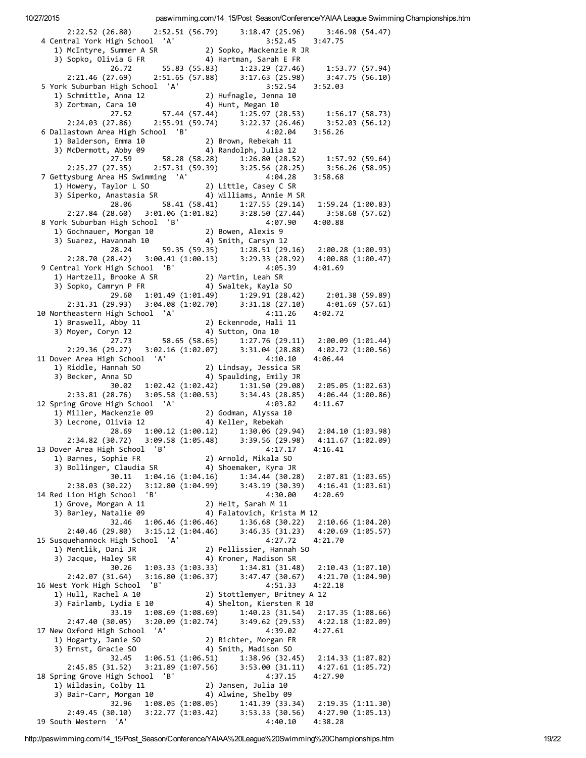```
        2:22.52 (26.80)     2:52.51 (56.79)     3:18.47 (25.96)     3:46.98 (54.47)
  4 Central York High School  'A'                     3:52.45    3:47.75
     1) McIntyre, Summer A SR           2) Sopko, Mackenzie R JR
     3) Sopko, Olivia G FR              4) Hartman, Sarah E FR
                26.72       55.83 (55.83)     1:23.29 (27.46)     1:53.77 (57.94)
        2:21.46 (27.69)     2:51.65 (57.88)     3:17.63 (25.98)     3:47.75 (56.10)
  5 York Suburban High School  'A'                    3:52.54    3:52.03
     1) Schmittle, Anna 12              2) Hufnagle, Jenna 10
     3) Zortman, Cara 10                4) Hunt, Megan 10
                27.52       57.44 (57.44)     1:25.97 (28.53)     1:56.17 (58.73)
        2:24.03 (27.86)     2:55.91 (59.74)     3:22.37 (26.46)     3:52.03 (56.12)
  6 Dallastown Area High School  'B'                  4:02.04    3:56.26
     1) Balderson, Emma 10              2) Brown, Rebekah 11
     3) McDermott, Abby 09              4) Randolph, Julia 12
                27.59       58.28 (58.28)     1:26.80 (28.52)     1:57.92 (59.64)
        2:25.27 (27.35)     2:57.31 (59.39)     3:25.56 (28.25)     3:56.26 (58.95)
  7 Gettysburg Area HS Swimming  'A'                  4:04.28    3:58.68
     1) Howery, Taylor L SO             2) Little, Casey C SR
     3) Siperko, Anastasia SR           4) Williams, Annie M SR
                28.06       58.41 (58.41)     1:27.55 (29.14)   1:59.24 (1:00.83)
        2:27.84 (28.60)   3:01.06 (1:01.82)     3:28.50 (27.44)     3:58.68 (57.62)
  8 York Suburban High School  'B'                    4:07.90    4:00.88
     1) Gochnauer, Morgan 10            2) Bowen, Alexis 9
     3) Suarez, Havannah 10             4) Smith, Carsyn 12
                28.24       59.35 (59.35)     1:28.51 (29.16)   2:00.28 (1:00.93)
        2:28.70 (28.42)   3:00.41 (1:00.13)     3:29.33 (28.92)   4:00.88 (1:00.47)
  9 Central York High School  'B'                     4:05.39    4:01.69
     1) Hartzell, Brooke A SR           2) Martin, Leah SR
     3) Sopko, Camryn P FR              4) Swaltek, Kayla SO
                29.60   1:01.49 (1:01.49)     1:29.91 (28.42)     2:01.38 (59.89)
        2:31.31 (29.93)   3:04.08 (1:02.70)     3:31.18 (27.10)     4:01.69 (57.61)
 10 Northeastern High School  'A'                     4:11.26    4:02.72
     1) Braswell, Abby 11               2) Eckenrode, Hali 11
     3) Moyer, Coryn 12                 4) Sutton, Ona 10
                27.73       58.65 (58.65)     1:27.76 (29.11)   2:00.09 (1:01.44)
        2:29.36 (29.27)   3:02.16 (1:02.07)     3:31.04 (28.88)   4:02.72 (1:00.56)
 11 Dover Area High School  'A'                       4:10.10    4:06.44
     1) Riddle, Hannah SO               2) Lindsay, Jessica SR
     3) Becker, Anna SO                 4) Spaulding, Emily JR
                30.02   1:02.42 (1:02.42)     1:31.50 (29.08)   2:05.05 (1:02.63)
        2:33.81 (28.76)   3:05.58 (1:00.53)     3:34.43 (28.85)   4:06.44 (1:00.86)
 12 Spring Grove High School  'A'                     4:03.82    4:11.67
     1) Miller, Mackenzie 09            2) Godman, Alyssa 10
     3) Lecrone, Olivia 12              4) Keller, Rebekah
                28.69   1:00.12 (1:00.12)     1:30.06 (29.94)   2:04.10 (1:03.98)
        2:34.82 (30.72)   3:09.58 (1:05.48)     3:39.56 (29.98)   4:11.67 (1:02.09)
 13 Dover Area High School  'B'                       4:17.17    4:16.41
     1) Barnes, Sophie FR               2) Arnold, Mikala SO
     3) Bollinger, Claudia SR           4) Shoemaker, Kyra JR
                30.11   1:04.16 (1:04.16)     1:34.44 (30.28)   2:07.81 (1:03.65)
        2:38.03 (30.22)   3:12.80 (1:04.99)     3:43.19 (30.39)   4:16.41 (1:03.61)
 14 Red Lion High School  'B'                         4:30.00    4:20.69
     1) Grove, Morgan A 11              2) Helt, Sarah M 11
     3) Barley, Natalie 09              4) Falatovich, Krista M 12
                32.46   1:06.46 (1:06.46)     1:36.68 (30.22)   2:10.66 (1:04.20)
        2:40.46 (29.80)   3:15.12 (1:04.46)     3:46.35 (31.23)   4:20.69 (1:05.57)
 15 Susquehannock High School  'A'                    4:27.72    4:21.70
     1) Mentlik, Dani JR                2) Pellissier, Hannah SO
     3) Jacque, Haley SR                4) Kroner, Madison SR
                30.26   1:03.33 (1:03.33)     1:34.81 (31.48)   2:10.43 (1:07.10)
        2:42.07 (31.64)   3:16.80 (1:06.37)     3:47.47 (30.67)   4:21.70 (1:04.90)
 16 West York High School  'B'                        4:51.33    4:22.18
     1) Hull, Rachel A 10               2) Stottlemyer, Britney A 12
     3) Fairlamb, Lydia E 10            4) Shelton, Kiersten R 10
                33.19   1:08.69 (1:08.69)     1:40.23 (31.54)   2:17.35 (1:08.66)
        2:47.40 (30.05)   3:20.09 (1:02.74)     3:49.62 (29.53)   4:22.18 (1:02.09)
 17 New Oxford High School  'A'                       4:39.02    4:27.61
     1) Hogarty, Jamie SO               2) Richter, Morgan FR
     3) Ernst, Gracie SO                4) Smith, Madison SO
                32.45   1:06.51 (1:06.51)     1:38.96 (32.45)   2:14.33 (1:07.82)
        2:45.85 (31.52)   3:21.89 (1:07.56)     3:53.00 (31.11)   4:27.61 (1:05.72)
 18 Spring Grove High School  'B'                     4:37.15    4:27.90
     1) Wildasin, Colby 11              2) Jansen, Julia 10
     3) Bair-Carr, Morgan 10            4) Alwine, Shelby 09
                32.96   1:08.05 (1:08.05)     1:41.39 (33.34)   2:19.35 (1:11.30)
        2:49.45 (30.10)   3:22.77 (1:03.42)     3:53.33 (30.56)   4:27.90 (1:05.13)
 19 South Western  'A'                                4:40.10    4:38.28
```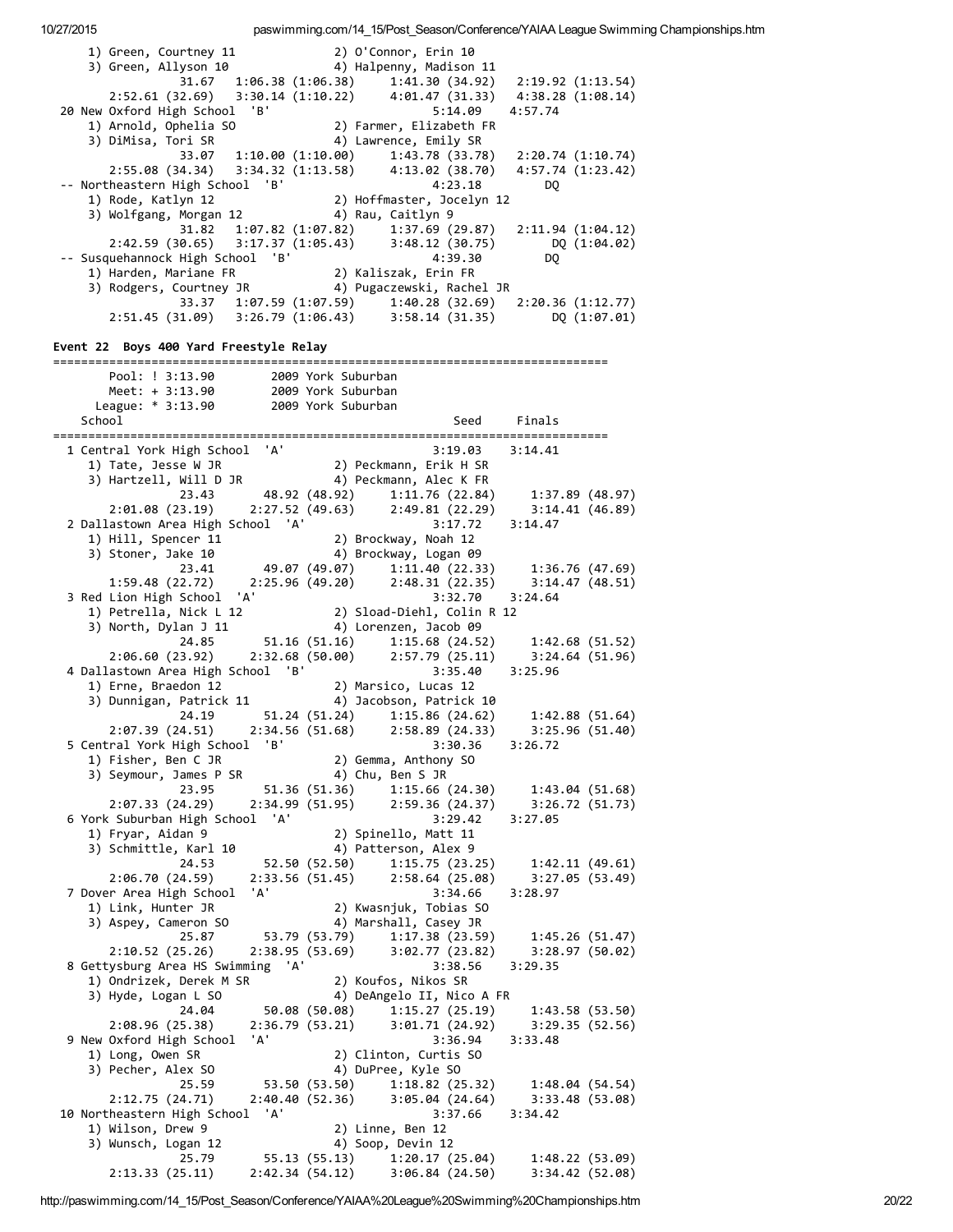```
    1) Green, Courtney 11             2) O'Connor, Erin 10
    3) Green, Allyson 10              4) Halpenny, Madison 11
              31.67   1:06.38 (1:06.38)     1:41.30 (34.92)   2:19.92 (1:13.54)
       2:52.61 (32.69)   3:30.14 (1:10.22)     4:01.47 (31.33)   4:38.28 (1:08.14)
 20 New Oxford High School  'B'                       5:14.09    4:57.74
    1) Arnold, Ophelia SO             2) Farmer, Elizabeth FR
    3) DiMisa, Tori SR                4) Lawrence, Emily SR
              33.07   1:10.00 (1:10.00)     1:43.78 (33.78)   2:20.74 (1:10.74)
       2:55.08 (34.34)   3:34.32 (1:13.58)     4:13.02 (38.70)   4:57.74 (1:23.42)
 -- Northeastern High School  'B'                     4:23.18         DQ
    1) Rode, Katlyn 12                2) Hoffmaster, Jocelyn 12
    3) Wolfgang, Morgan 12            4) Rau, Caitlyn 9
              31.82   1:07.82 (1:07.82)     1:37.69 (29.87)   2:11.94 (1:04.12)
       2:42.59 (30.65)   3:17.37 (1:05.43)     3:48.12 (30.75)        DQ (1:04.02)
 -- Susquehannock High School  'B'                    4:39.30         DQ
    1) Harden, Mariane FR             2) Kaliszak, Erin FR
    3) Rodgers, Courtney JR           4) Pugaczewski, Rachel JR
              33.37   1:07.59 (1:07.59)     1:40.28 (32.69)   2:20.36 (1:12.77)
       2:51.45 (31.09)   3:26.79 (1:06.43)     3:58.14 (31.35)        DQ (1:07.01)
```

### Event 22 Boys 400 Yard Freestyle Relay

```
===============================================================================
        Pool: ! 3:13.90       2009 York Suburban
        Meet: + 3:13.90       2009 York Suburban
      League: * 3:13.90       2009 York Suburban
    School                                            Seed     Finals
===============================================================================
  1 Central York High School  'A'                     3:19.03    3:14.41
    1) Tate, Jesse W JR               2) Peckmann, Erik H SR
    3) Hartzell, Will D JR            4) Peckmann, Alec K FR
              23.43       48.92 (48.92)     1:11.76 (22.84)     1:37.89 (48.97)
       2:01.08 (23.19)     2:27.52 (49.63)     2:49.81 (22.29)     3:14.41 (46.89)
  2 Dallastown Area High School  'A'                  3:17.72    3:14.47
    1) Hill, Spencer 11               2) Brockway, Noah 12
    3) Stoner, Jake 10                4) Brockway, Logan 09
              23.41       49.07 (49.07)     1:11.40 (22.33)     1:36.76 (47.69)
       1:59.48 (22.72)     2:25.96 (49.20)     2:48.31 (22.35)     3:14.47 (48.51)
  3 Red Lion High School  'A'                         3:32.70    3:24.64
    1) Petrella, Nick L 12            2) Sload-Diehl, Colin R 12
    3) North, Dylan J 11              4) Lorenzen, Jacob 09
              24.85       51.16 (51.16)     1:15.68 (24.52)     1:42.68 (51.52)
       2:06.60 (23.92)     2:32.68 (50.00)     2:57.79 (25.11)     3:24.64 (51.96)
  4 Dallastown Area High School  'B'                  3:35.40    3:25.96
    1) Erne, Braedon 12               2) Marsico, Lucas 12
    3) Dunnigan, Patrick 11           4) Jacobson, Patrick 10
              24.19       51.24 (51.24)     1:15.86 (24.62)     1:42.88 (51.64)
       2:07.39 (24.51)     2:34.56 (51.68)     2:58.89 (24.33)     3:25.96 (51.40)
  5 Central York High School  'B'                     3:30.36    3:26.72
    1) Fisher, Ben C JR               2) Gemma, Anthony SO
    3) Seymour, James P SR            4) Chu, Ben S JR
              23.95       51.36 (51.36)     1:15.66 (24.30)     1:43.04 (51.68)
       2:07.33 (24.29)     2:34.99 (51.95)     2:59.36 (24.37)     3:26.72 (51.73)
  6 York Suburban High School  'A'                    3:29.42    3:27.05
    1) Fryar, Aidan 9                 2) Spinello, Matt 11
    3) Schmittle, Karl 10             4) Patterson, Alex 9
              24.53       52.50 (52.50)     1:15.75 (23.25)     1:42.11 (49.61)
       2:06.70 (24.59)     2:33.56 (51.45)     2:58.64 (25.08)     3:27.05 (53.49)
  7 Dover Area High School  'A'                       3:34.66    3:28.97
    1) Link, Hunter JR                2) Kwasnjuk, Tobias SO
    3) Aspey, Cameron SO              4) Marshall, Casey JR
              25.87       53.79 (53.79)     1:17.38 (23.59)     1:45.26 (51.47)
       2:10.52 (25.26)     2:38.95 (53.69)     3:02.77 (23.82)     3:28.97 (50.02)
  8 Gettysburg Area HS Swimming  'A'                  3:38.56    3:29.35
    1) Ondrizek, Derek M SR           2) Koufos, Nikos SR
    3) Hyde, Logan L SO               4) DeAngelo II, Nico A FR
              24.04       50.08 (50.08)     1:15.27 (25.19)     1:43.58 (53.50)
       2:08.96 (25.38)     2:36.79 (53.21)     3:01.71 (24.92)     3:29.35 (52.56)
  9 New Oxford High School  'A'                       3:36.94    3:33.48
    1) Long, Owen SR                  2) Clinton, Curtis SO
    3) Pecher, Alex SO                4) DuPree, Kyle SO
              25.59       53.50 (53.50)     1:18.82 (25.32)     1:48.04 (54.54)
       2:12.75 (24.71)     2:40.40 (52.36)     3:05.04 (24.64)     3:33.48 (53.08)
 10 Northeastern High School  'A'                     3:37.66    3:34.42
    1) Wilson, Drew 9                 2) Linne, Ben 12
    3) Wunsch, Logan 12               4) Soop, Devin 12
              25.79       55.13 (55.13)     1:20.17 (25.04)     1:48.22 (53.09)
       2:13.33 (25.11)     2:42.34 (54.12)     3:06.84 (24.50)     3:34.42 (52.08)
```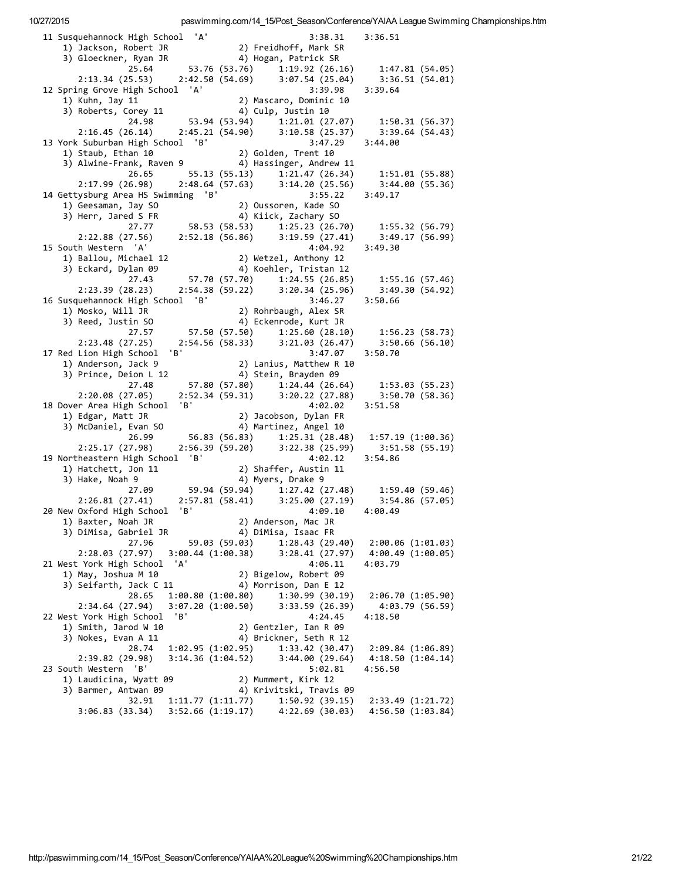```
 11 Susquehannock High School  'A'                    3:38.31    3:36.51
    1) Jackson, Robert JR             2) Freidhoff, Mark SR
    3) Gloeckner, Ryan JR             4) Hogan, Patrick SR
             25.64       53.76 (53.76)     1:19.92 (26.16)     1:47.81 (54.05)
       2:13.34 (25.53)     2:42.50 (54.69)     3:07.54 (25.04)     3:36.51 (54.01)
 12 Spring Grove High School  'A'                     3:39.98    3:39.64
    1) Kuhn, Jay 11                   2) Mascaro, Dominic 10
    3) Roberts, Corey 11              4) Culp, Justin 10
             24.98       53.94 (53.94)     1:21.01 (27.07)     1:50.31 (56.37)
       2:16.45 (26.14)     2:45.21 (54.90)     3:10.58 (25.37)     3:39.64 (54.43)
 13 York Suburban High School  'B'                    3:47.29    3:44.00
    1) Staub, Ethan 10                2) Golden, Trent 10
    3) Alwine-Frank, Raven 9          4) Hassinger, Andrew 11
             26.65       55.13 (55.13)     1:21.47 (26.34)     1:51.01 (55.88)
       2:17.99 (26.98)     2:48.64 (57.63)     3:14.20 (25.56)     3:44.00 (55.36)
 14 Gettysburg Area HS Swimming  'B'                  3:55.22    3:49.17
    1) Geesaman, Jay SO               2) Oussoren, Kade SO
    3) Herr, Jared S FR               4) Kiick, Zachary SO
             27.77       58.53 (58.53)     1:25.23 (26.70)     1:55.32 (56.79)
       2:22.88 (27.56)     2:52.18 (56.86)     3:19.59 (27.41)     3:49.17 (56.99)
 15 South Western  'A'                                4:04.92    3:49.30
    1) Ballou, Michael 12             2) Wetzel, Anthony 12
    3) Eckard, Dylan 09               4) Koehler, Tristan 12
             27.43       57.70 (57.70)     1:24.55 (26.85)     1:55.16 (57.46)
       2:23.39 (28.23)     2:54.38 (59.22)     3:20.34 (25.96)     3:49.30 (54.92)
 16 Susquehannock High School  'B'                    3:46.27    3:50.66
    1) Mosko, Will JR                 2) Rohrbaugh, Alex SR
    3) Reed, Justin SO                4) Eckenrode, Kurt JR
             27.57       57.50 (57.50)     1:25.60 (28.10)     1:56.23 (58.73)
       2:23.48 (27.25)     2:54.56 (58.33)     3:21.03 (26.47)     3:50.66 (56.10)
 17 Red Lion High School  'B'                         3:47.07    3:50.70
    1) Anderson, Jack 9               2) Lanius, Matthew R 10
    3) Prince, Deion L 12             4) Stein, Brayden 09
             27.48       57.80 (57.80)     1:24.44 (26.64)     1:53.03 (55.23)
       2:20.08 (27.05)     2:52.34 (59.31)     3:20.22 (27.88)     3:50.70 (58.36)
 18 Dover Area High School  'B'                       4:02.02    3:51.58
    1) Edgar, Matt JR                 2) Jacobson, Dylan FR
    3) McDaniel, Evan SO              4) Martinez, Angel 10
             26.99       56.83 (56.83)     1:25.31 (28.48)   1:57.19 (1:00.36)
       2:25.17 (27.98)     2:56.39 (59.20)     3:22.38 (25.99)     3:51.58 (55.19)
 19 Northeastern High School  'B'                     4:02.12    3:54.86
    1) Hatchett, Jon 11               2) Shaffer, Austin 11
    3) Hake, Noah 9                   4) Myers, Drake 9
             27.09       59.94 (59.94)     1:27.42 (27.48)     1:59.40 (59.46)
       2:26.81 (27.41)     2:57.81 (58.41)     3:25.00 (27.19)     3:54.86 (57.05)
 20 New Oxford High School  'B'                       4:09.10    4:00.49
    1) Baxter, Noah JR                2) Anderson, Mac JR
    3) DiMisa, Gabriel JR             4) DiMisa, Isaac FR
             27.96       59.03 (59.03)     1:28.43 (29.40)   2:00.06 (1:01.03)
       2:28.03 (27.97)   3:00.44 (1:00.38)     3:28.41 (27.97)   4:00.49 (1:00.05)
 21 West York High School  'A'                        4:06.11    4:03.79
    1) May, Joshua M 10               2) Bigelow, Robert 09
    3) Seifarth, Jack C 11            4) Morrison, Dan E 12
             28.65     1:00.80 (1:00.80)     1:30.99 (30.19)   2:06.70 (1:05.90)
       2:34.64 (27.94)   3:07.20 (1:00.50)     3:33.59 (26.39)     4:03.79 (56.59)
 22 West York High School  'B'                        4:24.45    4:18.50
    1) Smith, Jarod W 10              2) Gentzler, Ian R 09
    3) Nokes, Evan A 11               4) Brickner, Seth R 12
             28.74     1:02.95 (1:02.95)     1:33.42 (30.47)   2:09.84 (1:06.89)
       2:39.82 (29.98)   3:14.36 (1:04.52)     3:44.00 (29.64)   4:18.50 (1:04.14)
 23 South Western  'B'                                5:02.81    4:56.50
    1) Laudicina, Wyatt 09            2) Mummert, Kirk 12
    3) Barmer, Antwan 09              4) Krivitski, Travis 09
             32.91     1:11.77 (1:11.77)     1:50.92 (39.15)   2:33.49 (1:21.72)
       3:06.83 (33.34)   3:52.66 (1:19.17)     4:22.69 (30.03)   4:56.50 (1:03.84)
```